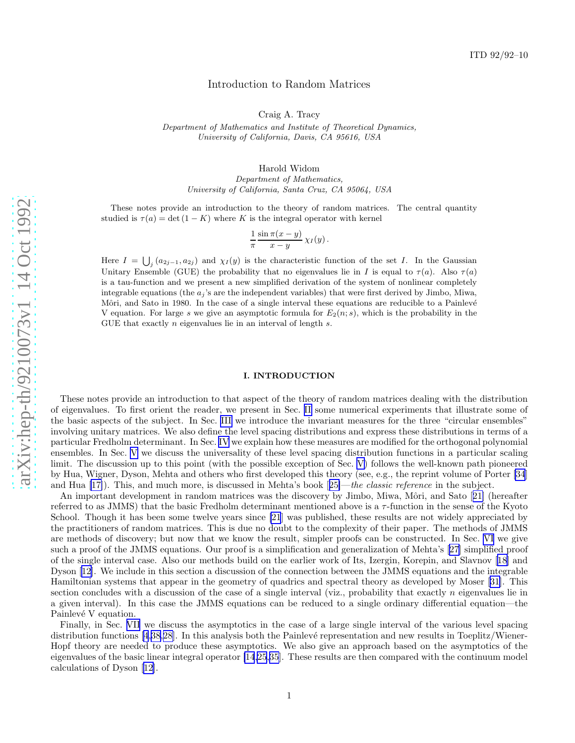ITD 92/92–10

# Introduction to Random Matrices

Craig A. Tracy

*Department of Mathematics and Institute of Theoretical Dynamics, University of California, Davis, CA 95616, USA*

Harold Widom

*Department of Mathematics, University of California, Santa Cruz, CA 95064, USA*

These notes provide an introduction to the theory of random matrices. The central quantity studied is $\tau(a) = \det(1 - K)$ where $K$ is the integral operator with kernel

$$\frac{1}{\pi} \frac{\sin \pi(x-y)}{x-y} \, \chi_I(y) \, .$$

Here $I = \bigcup_j (a_{2j-1}, a_{2j})$ and $\chi_I(y)$ is the characteristic function of the set $I$. In the Gaussian Unitary Ensemble (GUE) the probability that no eigenvalues lie in $I$ is equal to $\tau(a)$. Also $\tau(a)$ is a tau-function and we present a new simplified derivation of the system of nonlinear completely integrable equations (the $a_j$'s are the independent variables) that were first derived by Jimbo, Miwa, Môri, and Sato in 1980. In the case of a single interval these equations are reducible to a Painlevé V equation. For large $s$ we give an asymptotic formula for $E_2(n; s)$, which is the probability in the GUE that exactly $n$ eigenvalues lie in an interval of length $s$.

## I. INTRODUCTION

These notes provide an introduction to that aspect of the theory of random matrices dealing with the distribution of eigenvalues. To first orient the reader, we present in Sec. II some numerical experiments that illustrate some of the basic aspects of the subject. In Sec. III we introduce the invariant measures for the three "circular ensembles" involving unitary matrices. We also define the level spacing distributions and express these distributions in terms of a particular Fredholm determinant. In Sec. IV we explain how these measures are modified for the orthogonal polynomial ensembles. In Sec. V we discuss the universality of these level spacing distribution functions in a particular scaling limit. The discussion up to this point (with the possible exception of Sec. V) follows the well-known path pioneered by Hua, Wigner, Dyson, Mehta and others who first developed this theory (see, e.g., the reprint volume of Porter [34] and Hua [17]). This, and much more, is discussed in Mehta's book [25]—*the classic reference* in the subject.

An important development in random matrices was the discovery by Jimbo, Miwa, Môri, and Sato [21] (hereafter referred to as JMMS) that the basic Fredholm determinant mentioned above is a $\tau$-function in the sense of the Kyoto School. Though it has been some twelve years since [21] was published, these results are not widely appreciated by the practitioners of random matrices. This is due no doubt to the complexity of their paper. The methods of JMMS are methods of discovery; but now that we know the result, simpler proofs can be constructed. In Sec. VI we give such a proof of the JMMS equations. Our proof is a simplification and generalization of Mehta's [27] simplified proof of the single interval case. Also our methods build on the earlier work of Its, Izergin, Korepin, and Slavnov [18] and Dyson [12]. We include in this section a discussion of the connection between the JMMS equations and the integrable Hamiltonian systems that appear in the geometry of quadrics and spectral theory as developed by Moser [31]. This section concludes with a discussion of the case of a single interval (viz., probability that exactly $n$ eigenvalues lie in a given interval). In this case the JMMS equations can be reduced to a single ordinary differential equation—the Painlevé V equation.

Finally, in Sec. VII we discuss the asymptotics in the case of a large single interval of the various level spacing distribution functions [4,38,28]. In this analysis both the Painlevé representation and new results in Toeplitz/Wiener-Hopf theory are needed to produce these asymptotics. We also give an approach based on the asymptotics of the eigenvalues of the basic linear integral operator [14,25,35]. These results are then compared with the continuum model calculations of Dyson [12].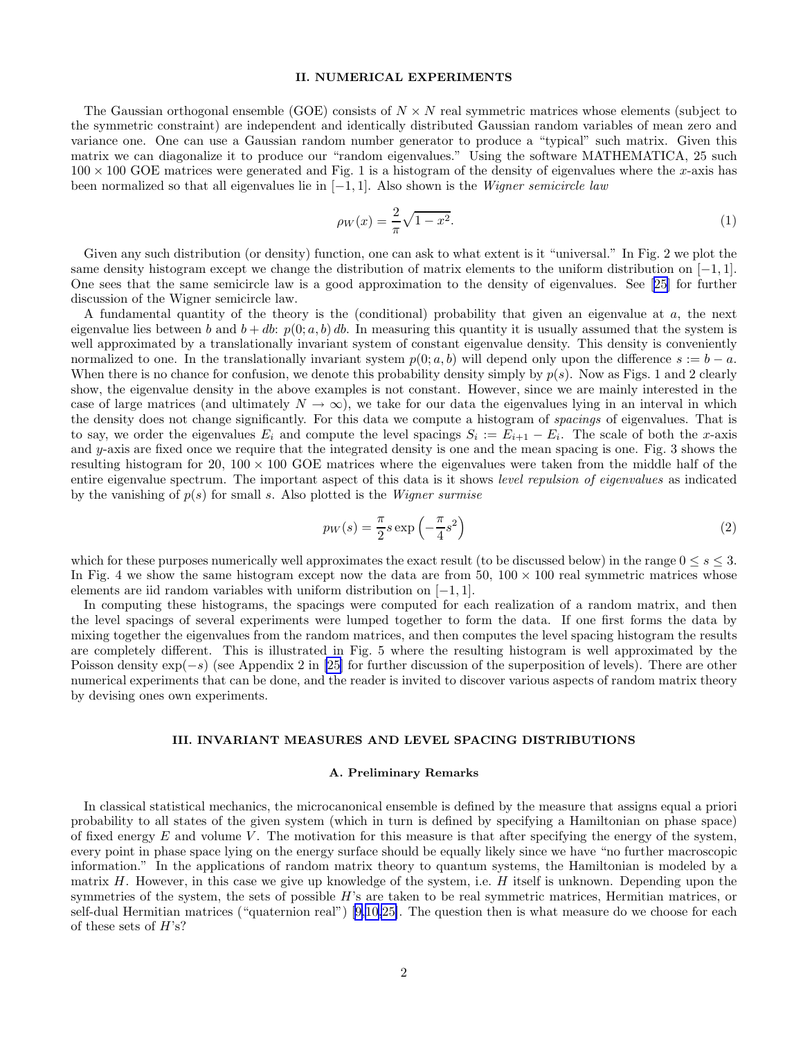## II. NUMERICAL EXPERIMENTS

The Gaussian orthogonal ensemble (GOE) consists of $N \times N$ real symmetric matrices whose elements (subject to the symmetric constraint) are independent and identically distributed Gaussian random variables of mean zero and variance one. One can use a Gaussian random number generator to produce a "typical" such matrix. Given this matrix we can diagonalize it to produce our "random eigenvalues." Using the software MATHEMATICA, 25 such $100 \times 100$ GOE matrices were generated and Fig. 1 is a histogram of the density of eigenvalues where the $x$-axis has been normalized so that all eigenvalues lie in $[-1, 1]$. Also shown is the *Wigner semicircle law*

$$\rho_W(x) = \frac{2}{\pi}\sqrt{1 - x^2}. \tag{1}$$

Given any such distribution (or density) function, one can ask to what extent is it "universal." In Fig. 2 we plot the same density histogram except we change the distribution of matrix elements to the uniform distribution on $[-1, 1]$. One sees that the same semicircle law is a good approximation to the density of eigenvalues. See [25] for further discussion of the Wigner semicircle law.

A fundamental quantity of the theory is the (conditional) probability that given an eigenvalue at $a$, the next eigenvalue lies between $b$ and $b + db$: $p(0; a, b)\, db$. In measuring this quantity it is usually assumed that the system is well approximated by a translationally invariant system of constant eigenvalue density. This density is conveniently normalized to one. In the translationally invariant system $p(0; a, b)$ will depend only upon the difference $s := b - a$. When there is no chance for confusion, we denote this probability density simply by $p(s)$. Now as Figs. 1 and 2 clearly show, the eigenvalue density in the above examples is not constant. However, since we are mainly interested in the case of large matrices (and ultimately $N \to \infty$), we take for our data the eigenvalues lying in an interval in which the density does not change significantly. For this data we compute a histogram of *spacings* of eigenvalues. That is to say, we order the eigenvalues $E_i$ and compute the level spacings $S_i := E_{i+1} - E_i$. The scale of both the $x$-axis and $y$-axis are fixed once we require that the integrated density is one and the mean spacing is one. Fig. 3 shows the resulting histogram for 20, $100 \times 100$ GOE matrices where the eigenvalues were taken from the middle half of the entire eigenvalue spectrum. The important aspect of this data is it shows *level repulsion of eigenvalues* as indicated by the vanishing of $p(s)$ for small $s$. Also plotted is the *Wigner surmise*

$$p_W(s) = \frac{\pi}{2} s \exp\left(-\frac{\pi}{4}s^2\right) \tag{2}$$

which for these purposes numerically well approximates the exact result (to be discussed below) in the range $0 \le s \le 3$. In Fig. 4 we show the same histogram except now the data are from 50, $100 \times 100$ real symmetric matrices whose elements are iid random variables with uniform distribution on $[-1, 1]$.

In computing these histograms, the spacings were computed for each realization of a random matrix, and then the level spacings of several experiments were lumped together to form the data. If one first forms the data by mixing together the eigenvalues from the random matrices, and then computes the level spacing histogram the results are completely different. This is illustrated in Fig. 5 where the resulting histogram is well approximated by the Poisson density $\exp(-s)$ (see Appendix 2 in [25] for further discussion of the superposition of levels). There are other numerical experiments that can be done, and the reader is invited to discover various aspects of random matrix theory by devising ones own experiments.

## III. INVARIANT MEASURES AND LEVEL SPACING DISTRIBUTIONS

### A. Preliminary Remarks

In classical statistical mechanics, the microcanonical ensemble is defined by the measure that assigns equal a priori probability to all states of the given system (which in turn is defined by specifying a Hamiltonian on phase space) of fixed energy $E$ and volume $V$. The motivation for this measure is that after specifying the energy of the system, every point in phase space lying on the energy surface should be equally likely since we have "no further macroscopic information." In the applications of random matrix theory to quantum systems, the Hamiltonian is modeled by a matrix $H$. However, in this case we give up knowledge of the system, i.e. $H$ itself is unknown. Depending upon the symmetries of the system, the sets of possible $H$'s are taken to be real symmetric matrices, Hermitian matrices, or self-dual Hermitian matrices ("quaternion real") [9,10,25]. The question then is what measure do we choose for each of these sets of $H$'s?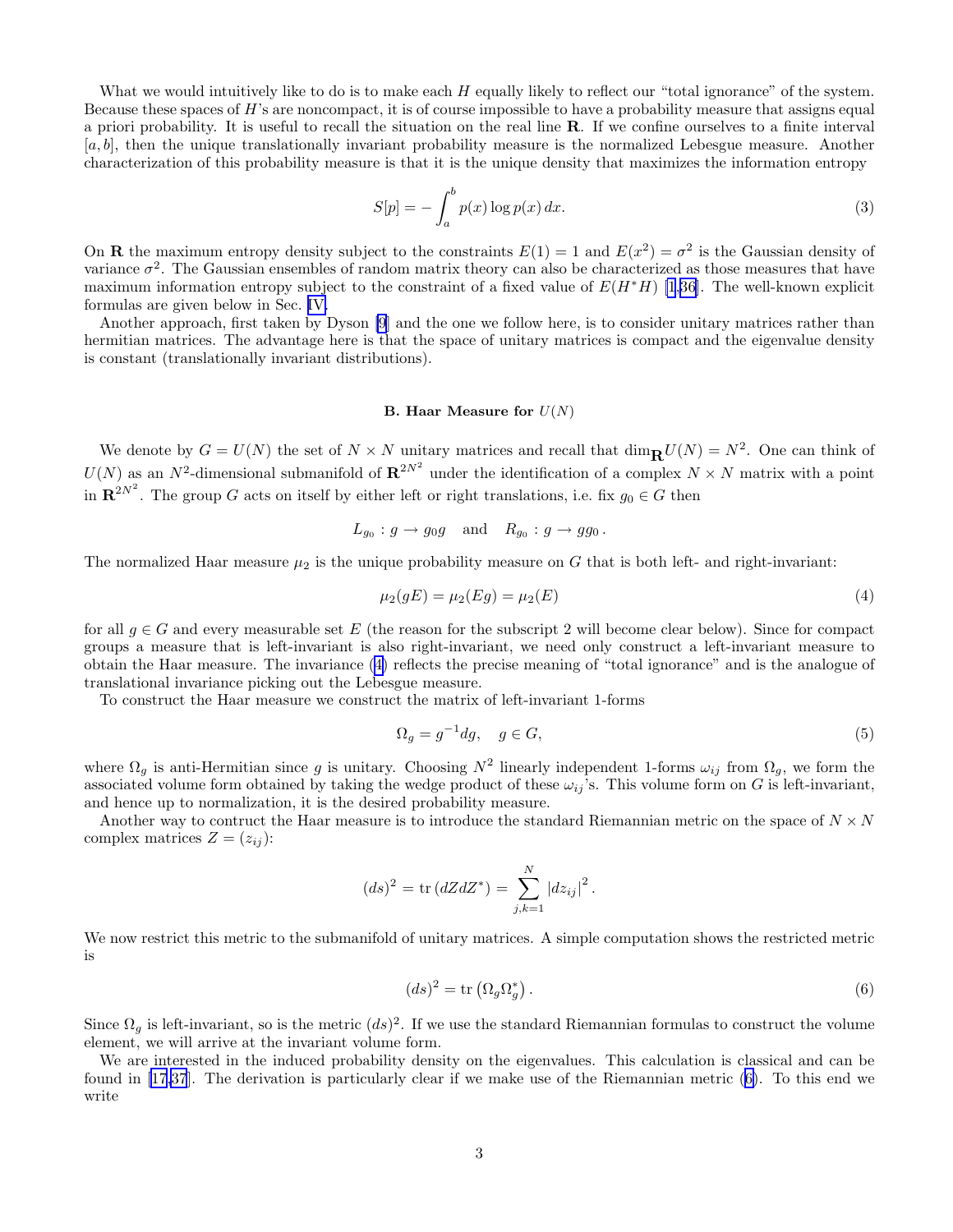What we would intuitively like to do is to make each $H$ equally likely to reflect our "total ignorance" of the system. Because these spaces of $H$'s are noncompact, it is of course impossible to have a probability measure that assigns equal a priori probability. It is useful to recall the situation on the real line $\mathbf{R}$. If we confine ourselves to a finite interval $[a,b]$, then the unique translationally invariant probability measure is the normalized Lebesgue measure. Another characterization of this probability measure is that it is the unique density that maximizes the information entropy

$$S[p] = -\int_a^b p(x)\log p(x)\,dx. \tag{3}$$

On $\mathbf{R}$ the maximum entropy density subject to the constraints $E(1)=1$ and $E(x^2)=\sigma^2$ is the Gaussian density of variance $\sigma^2$. The Gaussian ensembles of random matrix theory can also be characterized as those measures that have maximum information entropy subject to the constraint of a fixed value of $E(H^*H)$ [1,36]. The well-known explicit formulas are given below in Sec. IV.

Another approach, first taken by Dyson [9] and the one we follow here, is to consider unitary matrices rather than hermitian matrices. The advantage here is that the space of unitary matrices is compact and the eigenvalue density is constant (translationally invariant distributions).

### B. Haar Measure for $U(N)$

We denote by $G=U(N)$ the set of $N\times N$ unitary matrices and recall that $\dim_{\mathbf{R}} U(N)=N^2$. One can think of $U(N)$ as an $N^2$-dimensional submanifold of $\mathbf{R}^{2N^2}$ under the identification of a complex $N\times N$ matrix with a point in $\mathbf{R}^{2N^2}$. The group $G$ acts on itself by either left or right translations, i.e. fix $g_0\in G$ then

$$L_{g_0}: g\to g_0 g \quad \text{and} \quad R_{g_0}: g\to g g_0\,.$$

The normalized Haar measure $\mu_2$ is the unique probability measure on $G$ that is both left- and right-invariant:

$$\mu_2(gE)=\mu_2(Eg)=\mu_2(E) \tag{4}$$

for all $g\in G$ and every measurable set $E$ (the reason for the subscript 2 will become clear below). Since for compact groups a measure that is left-invariant is also right-invariant, we need only construct a left-invariant measure to obtain the Haar measure. The invariance (4) reflects the precise meaning of "total ignorance" and is the analogue of translational invariance picking out the Lebesgue measure.

To construct the Haar measure we construct the matrix of left-invariant 1-forms

$$\Omega_g = g^{-1}dg, \quad g\in G, \tag{5}$$

where $\Omega_g$ is anti-Hermitian since $g$ is unitary. Choosing $N^2$ linearly independent 1-forms $\omega_{ij}$ from $\Omega_g$, we form the associated volume form obtained by taking the wedge product of these $\omega_{ij}$'s. This volume form on $G$ is left-invariant, and hence up to normalization, it is the desired probability measure.

Another way to contruct the Haar measure is to introduce the standard Riemannian metric on the space of $N\times N$ complex matrices $Z=(z_{ij})$:

$$(ds)^2 = \operatorname{tr}(dZdZ^*) = \sum_{j,k=1}^N |dz_{ij}|^2\,.$$

We now restrict this metric to the submanifold of unitary matrices. A simple computation shows the restricted metric is

$$(ds)^2 = \operatorname{tr}\left(\Omega_g\Omega_g^*\right). \tag{6}$$

Since $\Omega_g$ is left-invariant, so is the metric $(ds)^2$. If we use the standard Riemannian formulas to construct the volume element, we will arrive at the invariant volume form.

We are interested in the induced probability density on the eigenvalues. This calculation is classical and can be found in [17,37]. The derivation is particularly clear if we make use of the Riemannian metric (6). To this end we write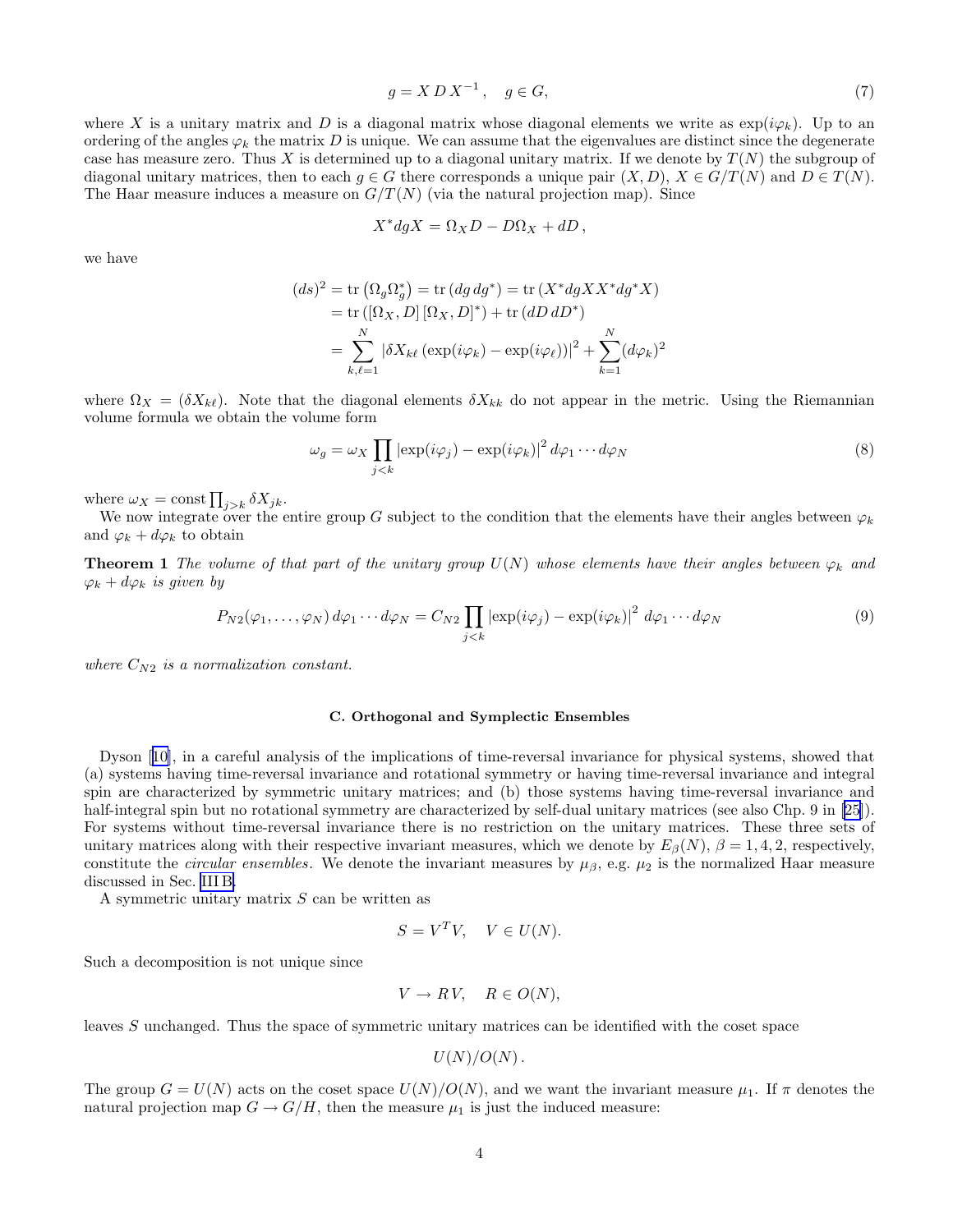$$g = X\,D\,X^{-1}\,, \quad g \in G, \tag{7}$$

where $X$ is a unitary matrix and $D$ is a diagonal matrix whose diagonal elements we write as $\exp(i\varphi_k)$. Up to an ordering of the angles $\varphi_k$ the matrix $D$ is unique. We can assume that the eigenvalues are distinct since the degenerate case has measure zero. Thus $X$ is determined up to a diagonal unitary matrix. If we denote by $T(N)$ the subgroup of diagonal unitary matrices, then to each $g \in G$ there corresponds a unique pair $(X, D)$, $X \in G/T(N)$ and $D \in T(N)$. The Haar measure induces a measure on $G/T(N)$ (via the natural projection map). Since

$$X^* dg X = \Omega_X D - D\Omega_X + dD\,,$$

we have

$$\begin{aligned}
(ds)^2 = \mathrm{tr}\left(\Omega_g \Omega_g^*\right) &= \mathrm{tr}\left(dg\, dg^*\right) = \mathrm{tr}\left(X^* dg X X^* dg^* X\right) \\
&= \mathrm{tr}\left([\Omega_X, D]\,[\Omega_X, D]^*\right) + \mathrm{tr}\left(dD\, dD^*\right) \\
&= \sum_{k,\ell=1}^{N} \left|\delta X_{k\ell}\left(\exp(i\varphi_k) - \exp(i\varphi_\ell)\right)\right|^2 + \sum_{k=1}^{N} (d\varphi_k)^2
\end{aligned}$$

where $\Omega_X = (\delta X_{k\ell})$. Note that the diagonal elements $\delta X_{kk}$ do not appear in the metric. Using the Riemannian volume formula we obtain the volume form

$$\omega_g = \omega_X \prod_{j<k} \left|\exp(i\varphi_j) - \exp(i\varphi_k)\right|^2 d\varphi_1 \cdots d\varphi_N \tag{8}$$

where $\omega_X = \mathrm{const} \prod_{j>k} \delta X_{jk}$.

We now integrate over the entire group $G$ subject to the condition that the elements have their angles between $\varphi_k$ and $\varphi_k + d\varphi_k$ to obtain

**Theorem 1** *The volume of that part of the unitary group $U(N)$ whose elements have their angles between $\varphi_k$ and $\varphi_k + d\varphi_k$ is given by*

$$P_{N2}(\varphi_1, \ldots, \varphi_N)\, d\varphi_1 \cdots d\varphi_N = C_{N2} \prod_{j<k} \left|\exp(i\varphi_j) - \exp(i\varphi_k)\right|^2\, d\varphi_1 \cdots d\varphi_N \tag{9}$$

*where $C_{N2}$ is a normalization constant.*

### C. Orthogonal and Symplectic Ensembles

Dyson [10], in a careful analysis of the implications of time-reversal invariance for physical systems, showed that (a) systems having time-reversal invariance and rotational symmetry or having time-reversal invariance and integral spin are characterized by symmetric unitary matrices; and (b) those systems having time-reversal invariance and half-integral spin but no rotational symmetry are characterized by self-dual unitary matrices (see also Chp. 9 in [25]). For systems without time-reversal invariance there is no restriction on the unitary matrices. These three sets of unitary matrices along with their respective invariant measures, which we denote by $E_\beta(N)$, $\beta = 1, 4, 2$, respectively, constitute the *circular ensembles*. We denote the invariant measures by $\mu_\beta$, e.g. $\mu_2$ is the normalized Haar measure discussed in Sec. III B.

A symmetric unitary matrix $S$ can be written as

$$S = V^T V, \quad V \in U(N).$$

Such a decomposition is not unique since

$$V \to RV, \quad R \in O(N),$$

leaves $S$ unchanged. Thus the space of symmetric unitary matrices can be identified with the coset space

$$U(N)/O(N)\,.$$

The group $G = U(N)$ acts on the coset space $U(N)/O(N)$, and we want the invariant measure $\mu_1$. If $\pi$ denotes the natural projection map $G \to G/H$, then the measure $\mu_1$ is just the induced measure: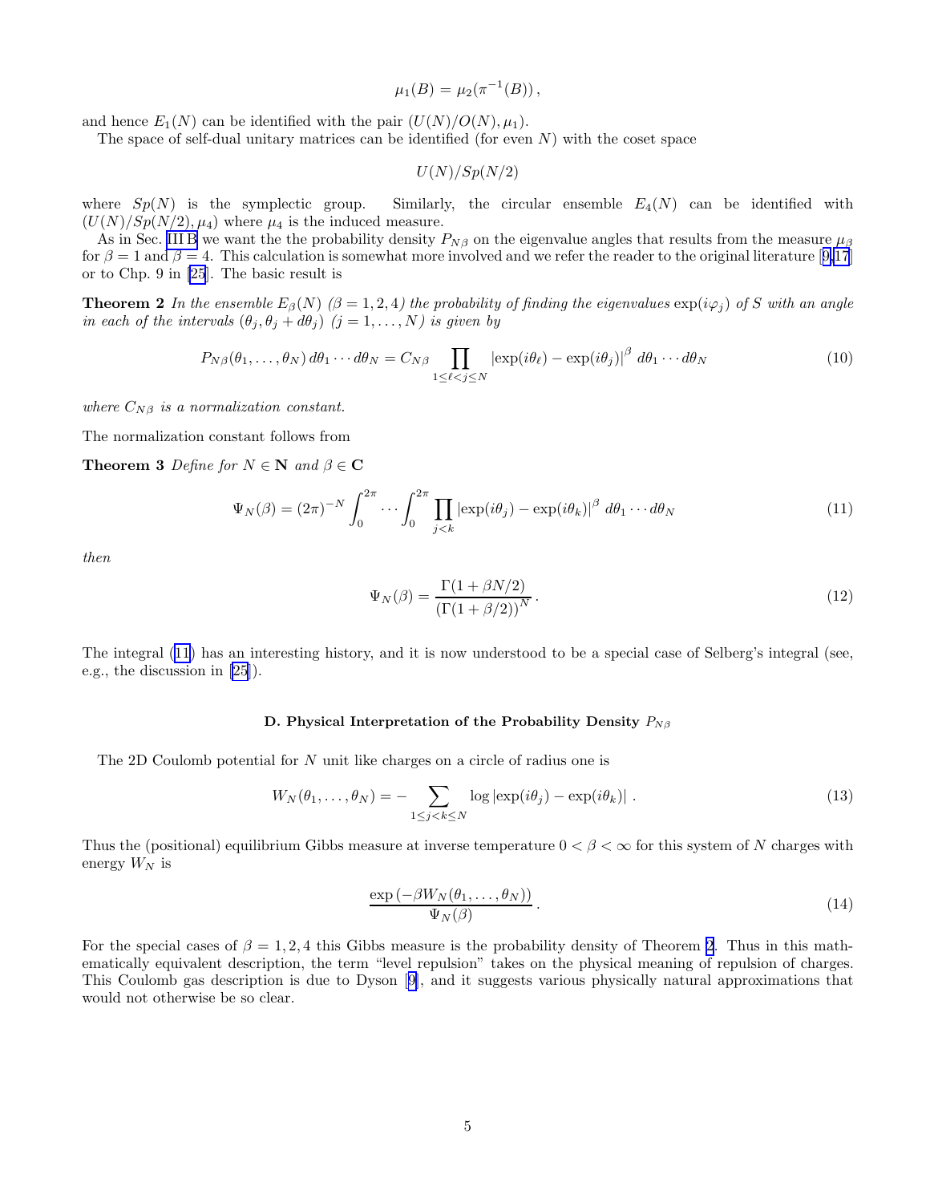$$\mu_1(B) = \mu_2(\pi^{-1}(B)),$$

and hence $E_1(N)$ can be identified with the pair $(U(N)/O(N), \mu_1)$.

The space of self-dual unitary matrices can be identified (for even $N$) with the coset space

$$U(N)/Sp(N/2)$$

where $Sp(N)$ is the symplectic group. Similarly, the circular ensemble $E_4(N)$ can be identified with $(U(N)/Sp(N/2), \mu_4)$ where $\mu_4$ is the induced measure.

As in Sec. III B we want the the probability density $P_{N\beta}$ on the eigenvalue angles that results from the measure $\mu_\beta$ for $\beta = 1$ and $\beta = 4$. This calculation is somewhat more involved and we refer the reader to the original literature [9,17] or to Chp. 9 in [25]. The basic result is

**Theorem 2** *In the ensemble $E_\beta(N)$ ($\beta = 1, 2, 4$) the probability of finding the eigenvalues $\exp(i\varphi_j)$ of $S$ with an angle in each of the intervals $(\theta_j, \theta_j + d\theta_j)$ ($j = 1, \ldots, N$) is given by*

$$P_{N\beta}(\theta_1, \ldots, \theta_N)\, d\theta_1 \cdots d\theta_N = C_{N\beta} \prod_{1 \le \ell < j \le N} \left|\exp(i\theta_\ell) - \exp(i\theta_j)\right|^\beta \, d\theta_1 \cdots d\theta_N \tag{10}$$

*where $C_{N\beta}$ is a normalization constant.*

The normalization constant follows from

**Theorem 3** *Define for $N \in \mathbf{N}$ and $\beta \in \mathbf{C}$*

$$\Psi_N(\beta) = (2\pi)^{-N} \int_0^{2\pi} \cdots \int_0^{2\pi} \prod_{j<k} \left|\exp(i\theta_j) - \exp(i\theta_k)\right|^\beta \, d\theta_1 \cdots d\theta_N \tag{11}$$

*then*

$$\Psi_N(\beta) = \frac{\Gamma(1 + \beta N/2)}{\left(\Gamma(1 + \beta/2)\right)^N}. \tag{12}$$

The integral (11) has an interesting history, and it is now understood to be a special case of Selberg's integral (see, e.g., the discussion in [25]).

### D. Physical Interpretation of the Probability Density $P_{N\beta}$

The 2D Coulomb potential for $N$ unit like charges on a circle of radius one is

$$W_N(\theta_1, \ldots, \theta_N) = -\sum_{1 \le j < k \le N} \log\left|\exp(i\theta_j) - \exp(i\theta_k)\right|. \tag{13}$$

Thus the (positional) equilibrium Gibbs measure at inverse temperature $0 < \beta < \infty$ for this system of $N$ charges with energy $W_N$ is

$$\frac{\exp\left(-\beta W_N(\theta_1, \ldots, \theta_N)\right)}{\Psi_N(\beta)}. \tag{14}$$

For the special cases of $\beta = 1, 2, 4$ this Gibbs measure is the probability density of Theorem 2. Thus in this mathematically equivalent description, the term "level repulsion" takes on the physical meaning of repulsion of charges. This Coulomb gas description is due to Dyson [9], and it suggests various physically natural approximations that would not otherwise be so clear.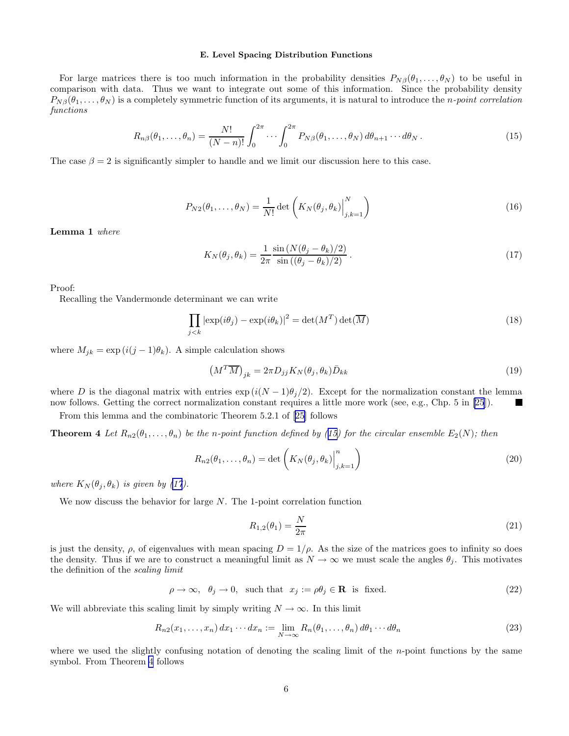### E. Level Spacing Distribution Functions

For large matrices there is too much information in the probability densities $P_{N\beta}(\theta_1, \ldots, \theta_N)$ to be useful in comparison with data. Thus we want to integrate out some of this information. Since the probability density $P_{N\beta}(\theta_1, \ldots, \theta_N)$ is a completely symmetric function of its arguments, it is natural to introduce the *n-point correlation functions*

$$R_{n\beta}(\theta_1, \ldots, \theta_n) = \frac{N!}{(N-n)!} \int_0^{2\pi} \cdots \int_0^{2\pi} P_{N\beta}(\theta_1, \ldots, \theta_N)\, d\theta_{n+1} \cdots d\theta_N\,. \tag{15}$$

The case $\beta = 2$ is significantly simpler to handle and we limit our discussion here to this case.

$$P_{N2}(\theta_1, \ldots, \theta_N) = \frac{1}{N!} \det \left( K_N(\theta_j, \theta_k) \Big|_{j,k=1}^{N} \right) \tag{16}$$

**Lemma 1** *where*

$$K_N(\theta_j, \theta_k) = \frac{1}{2\pi} \frac{\sin\left(N(\theta_j - \theta_k)/2\right)}{\sin\left((\theta_j - \theta_k)/2\right)}\,. \tag{17}$$

Proof:

Recalling the Vandermonde determinant we can write

$$\prod_{j<k} \left|\exp(i\theta_j) - \exp(i\theta_k)\right|^2 = \det(M^T) \det(\overline{M}) \tag{18}$$

where $M_{jk} = \exp\left(i(j-1)\theta_k\right)$. A simple calculation shows

$$\left(M^T \overline{M}\right)_{jk} = 2\pi D_{jj} K_N(\theta_j, \theta_k) \bar{D}_{kk} \tag{19}$$

where $D$ is the diagonal matrix with entries $\exp\left(i(N-1)\theta_j/2\right)$. Except for the normalization constant the lemma now follows. Getting the correct normalization constant requires a little more work (see, e.g., Chp. 5 in [25]). ■

From this lemma and the combinatoric Theorem 5.2.1 of [25] follows

**Theorem 4** *Let $R_{n2}(\theta_1, \ldots, \theta_n)$ be the n-point function defined by (15) for the circular ensemble $E_2(N)$; then*

$$R_{n2}(\theta_1, \ldots, \theta_n) = \det \left( K_N(\theta_j, \theta_k) \Big|_{j,k=1}^{n} \right) \tag{20}$$

*where $K_N(\theta_j, \theta_k)$ is given by (17).*

We now discuss the behavior for large $N$. The 1-point correlation function

$$R_{1,2}(\theta_1) = \frac{N}{2\pi} \tag{21}$$

is just the density, $\rho$, of eigenvalues with mean spacing $D = 1/\rho$. As the size of the matrices goes to infinity so does the density. Thus if we are to construct a meaningful limit as $N \to \infty$ we must scale the angles $\theta_j$. This motivates the definition of the *scaling limit*

$$\rho \to \infty, \quad \theta_j \to 0, \quad \text{such that} \quad x_j := \rho\theta_j \in \mathbf{R} \quad \text{is fixed.} \tag{22}$$

We will abbreviate this scaling limit by simply writing $N \to \infty$. In this limit

$$R_{n2}(x_1, \ldots, x_n)\, dx_1 \cdots dx_n := \lim_{N\to\infty} R_n(\theta_1, \ldots, \theta_n)\, d\theta_1 \cdots d\theta_n \tag{23}$$

where we used the slightly confusing notation of denoting the scaling limit of the $n$-point functions by the same symbol. From Theorem 4 follows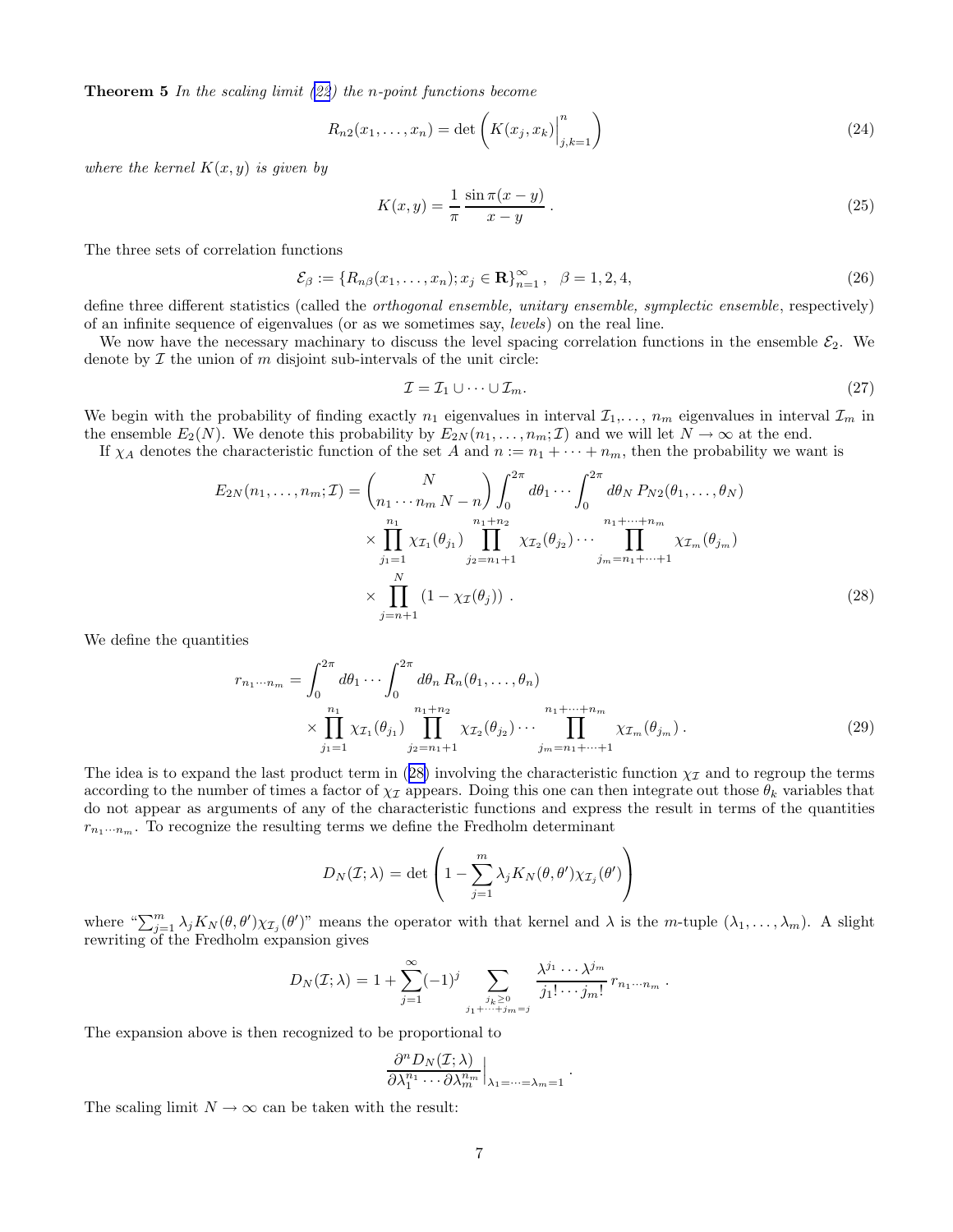**Theorem 5** *In the scaling limit (22) the n-point functions become*

$$R_{n2}(x_1,\ldots,x_n) = \det\left(K(x_j,x_k)\Big|_{j,k=1}^{n}\right) \tag{24}$$

*where the kernel $K(x,y)$ is given by*

$$K(x,y) = \frac{1}{\pi}\,\frac{\sin\pi(x-y)}{x-y}\,. \tag{25}$$

The three sets of correlation functions

$$\mathcal{E}_\beta := \{R_{n\beta}(x_1,\ldots,x_n); x_j \in \mathbf{R}\}_{n=1}^{\infty}\,,\quad \beta = 1,2,4, \tag{26}$$

define three different statistics (called the *orthogonal ensemble, unitary ensemble, symplectic ensemble*, respectively) of an infinite sequence of eigenvalues (or as we sometimes say, *levels*) on the real line.

We now have the necessary machinary to discuss the level spacing correlation functions in the ensemble $\mathcal{E}_2$. We denote by $\mathcal{I}$ the union of $m$ disjoint sub-intervals of the unit circle:

$$\mathcal{I} = \mathcal{I}_1 \cup \cdots \cup \mathcal{I}_m. \tag{27}$$

We begin with the probability of finding exactly $n_1$ eigenvalues in interval $\mathcal{I}_1, \ldots,$ $n_m$ eigenvalues in interval $\mathcal{I}_m$ in the ensemble $E_2(N)$. We denote this probability by $E_{2N}(n_1,\ldots,n_m;\mathcal{I})$ and we will let $N\to\infty$ at the end.

If $\chi_A$ denotes the characteristic function of the set $A$ and $n := n_1 + \cdots + n_m$, then the probability we want is

$$\begin{aligned}
E_{2N}(n_1,\ldots,n_m;\mathcal{I}) = \binom{N}{n_1\cdots n_m\; N-n} &\int_0^{2\pi} d\theta_1 \cdots \int_0^{2\pi} d\theta_N\, P_{N2}(\theta_1,\ldots,\theta_N) \\
&\times \prod_{j_1=1}^{n_1}\chi_{\mathcal{I}_1}(\theta_{j_1}) \prod_{j_2=n_1+1}^{n_1+n_2}\chi_{\mathcal{I}_2}(\theta_{j_2}) \cdots \prod_{j_m=n_1+\cdots+1}^{n_1+\cdots+n_m}\chi_{\mathcal{I}_m}(\theta_{j_m}) \\
&\times \prod_{j=n+1}^{N}\left(1-\chi_{\mathcal{I}}(\theta_j)\right)\,.
\end{aligned} \tag{28}$$

We define the quantities

$$\begin{aligned}
r_{n_1\cdots n_m} = &\int_0^{2\pi} d\theta_1 \cdots \int_0^{2\pi} d\theta_n\, R_n(\theta_1,\ldots,\theta_n) \\
&\times \prod_{j_1=1}^{n_1}\chi_{\mathcal{I}_1}(\theta_{j_1}) \prod_{j_2=n_1+1}^{n_1+n_2}\chi_{\mathcal{I}_2}(\theta_{j_2}) \cdots \prod_{j_m=n_1+\cdots+1}^{n_1+\cdots+n_m}\chi_{\mathcal{I}_m}(\theta_{j_m})\,.
\end{aligned} \tag{29}$$

The idea is to expand the last product term in (28) involving the characteristic function $\chi_{\mathcal{I}}$ and to regroup the terms according to the number of times a factor of $\chi_{\mathcal{I}}$ appears. Doing this one can then integrate out those $\theta_k$ variables that do not appear as arguments of any of the characteristic functions and express the result in terms of the quantities $r_{n_1\cdots n_m}$. To recognize the resulting terms we define the Fredholm determinant

$$D_N(\mathcal{I};\lambda) = \det\left(1 - \sum_{j=1}^{m}\lambda_j K_N(\theta,\theta')\chi_{\mathcal{I}_j}(\theta')\right)$$

where "$\sum_{j=1}^{m}\lambda_j K_N(\theta,\theta')\chi_{\mathcal{I}_j}(\theta')$" means the operator with that kernel and $\lambda$ is the $m$-tuple $(\lambda_1,\ldots,\lambda_m)$. A slight rewriting of the Fredholm expansion gives

$$D_N(\mathcal{I};\lambda) = 1 + \sum_{j=1}^{\infty}(-1)^j \sum_{\substack{j_k\ge 0\\ j_1+\cdots+j_m=j}} \frac{\lambda^{j_1}\cdots\lambda^{j_m}}{j_1!\cdots j_m!}\, r_{n_1\cdots n_m}\,.$$

The expansion above is then recognized to be proportional to

$$\frac{\partial^n D_N(\mathcal{I};\lambda)}{\partial\lambda_1^{n_1}\cdots\partial\lambda_m^{n_m}}\Big|_{\lambda_1=\cdots=\lambda_m=1}\,.$$

The scaling limit $N\to\infty$ can be taken with the result: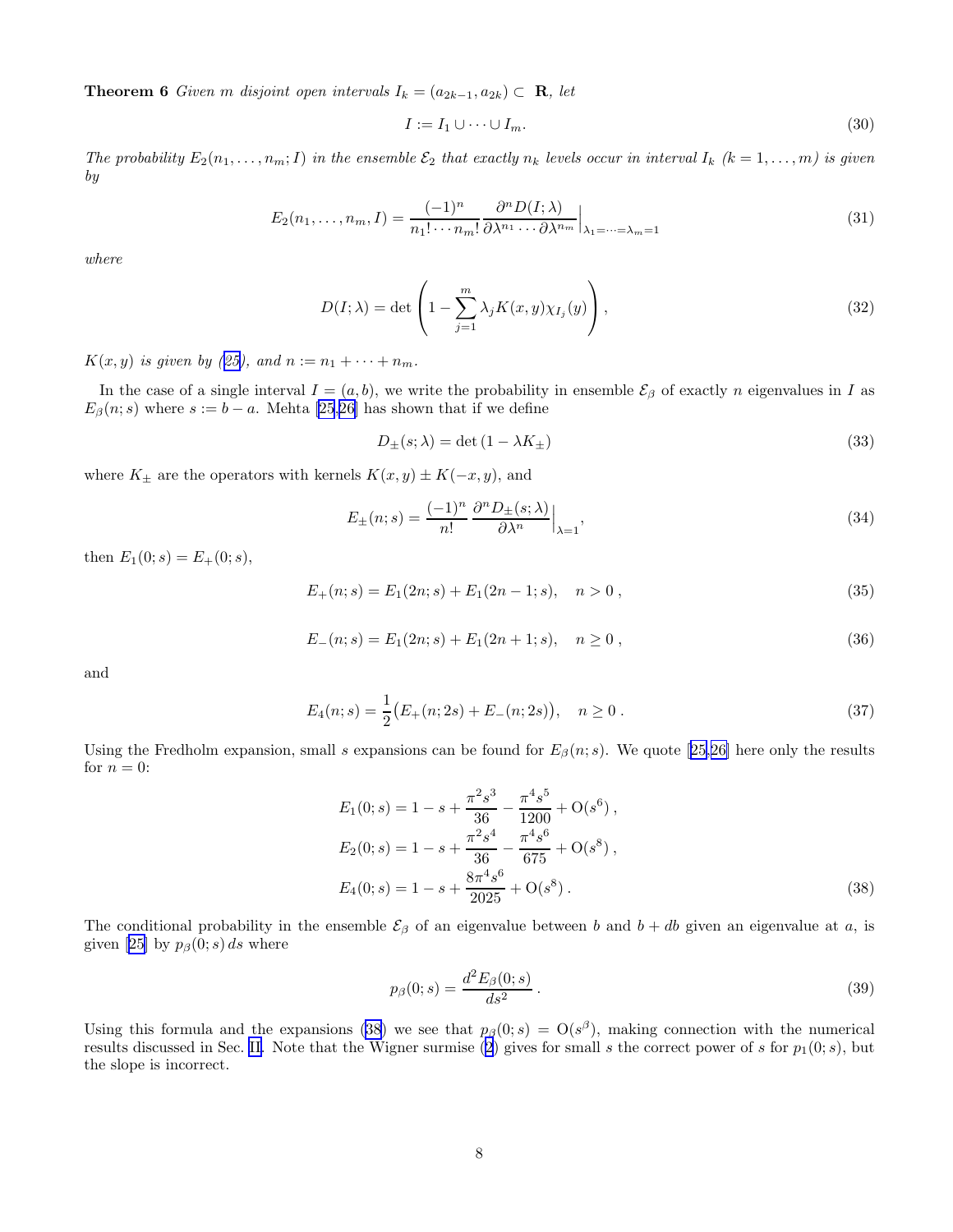**Theorem 6** *Given $m$ disjoint open intervals $I_k = (a_{2k-1}, a_{2k}) \subset \mathbf{R}$, let*

$$I := I_1 \cup \cdots \cup I_m. \tag{30}$$

*The probability $E_2(n_1, \ldots, n_m; I)$ in the ensemble $\mathcal{E}_2$ that exactly $n_k$ levels occur in interval $I_k$ ($k = 1, \ldots, m$) is given by*

$$E_2(n_1, \ldots, n_m, I) = \frac{(-1)^n}{n_1! \cdots n_m!} \frac{\partial^n D(I;\lambda)}{\partial \lambda^{n_1} \cdots \partial \lambda^{n_m}}\Big|_{\lambda_1 = \cdots = \lambda_m = 1} \tag{31}$$

*where*

$$D(I;\lambda) = \det\left(1 - \sum_{j=1}^{m} \lambda_j K(x,y) \chi_{I_j}(y)\right), \tag{32}$$

*$K(x,y)$ is given by (25), and $n := n_1 + \cdots + n_m$.*

In the case of a single interval $I = (a,b)$, we write the probability in ensemble $\mathcal{E}_\beta$ of exactly $n$ eigenvalues in $I$ as $E_\beta(n;s)$ where $s := b - a$. Mehta [25,26] has shown that if we define

$$D_\pm(s;\lambda) = \det\left(1 - \lambda K_\pm\right) \tag{33}$$

where $K_\pm$ are the operators with kernels $K(x,y) \pm K(-x,y)$, and

$$E_\pm(n;s) = \frac{(-1)^n}{n!} \frac{\partial^n D_\pm(s;\lambda)}{\partial \lambda^n}\Big|_{\lambda=1}, \tag{34}$$

then $E_1(0;s) = E_+(0;s)$,

$$E_+(n;s) = E_1(2n;s) + E_1(2n-1;s), \quad n > 0\ , \tag{35}$$

$$E_-(n;s) = E_1(2n;s) + E_1(2n+1;s), \quad n \geq 0\ , \tag{36}$$

and

$$E_4(n;s) = \frac{1}{2}\big(E_+(n;2s) + E_-(n;2s)\big), \quad n \geq 0\ . \tag{37}$$

Using the Fredholm expansion, small $s$ expansions can be found for $E_\beta(n;s)$. We quote [25,26] here only the results for $n = 0$:

$$\begin{aligned}
E_1(0;s) &= 1 - s + \frac{\pi^2 s^3}{36} - \frac{\pi^4 s^5}{1200} + \mathrm{O}(s^6)\ , \\
E_2(0;s) &= 1 - s + \frac{\pi^2 s^4}{36} - \frac{\pi^4 s^6}{675} + \mathrm{O}(s^8)\ , \\
E_4(0;s) &= 1 - s + \frac{8\pi^4 s^6}{2025} + \mathrm{O}(s^8)\ .
\end{aligned} \tag{38}$$

The conditional probability in the ensemble $\mathcal{E}_\beta$ of an eigenvalue between $b$ and $b + db$ given an eigenvalue at $a$, is given [25] by $p_\beta(0;s)\, ds$ where

$$p_\beta(0;s) = \frac{d^2 E_\beta(0;s)}{ds^2}\ . \tag{39}$$

Using this formula and the expansions (38) we see that $p_\beta(0;s) = \mathrm{O}(s^\beta)$, making connection with the numerical results discussed in Sec. II. Note that the Wigner surmise (2) gives for small $s$ the correct power of $s$ for $p_1(0;s)$, but the slope is incorrect.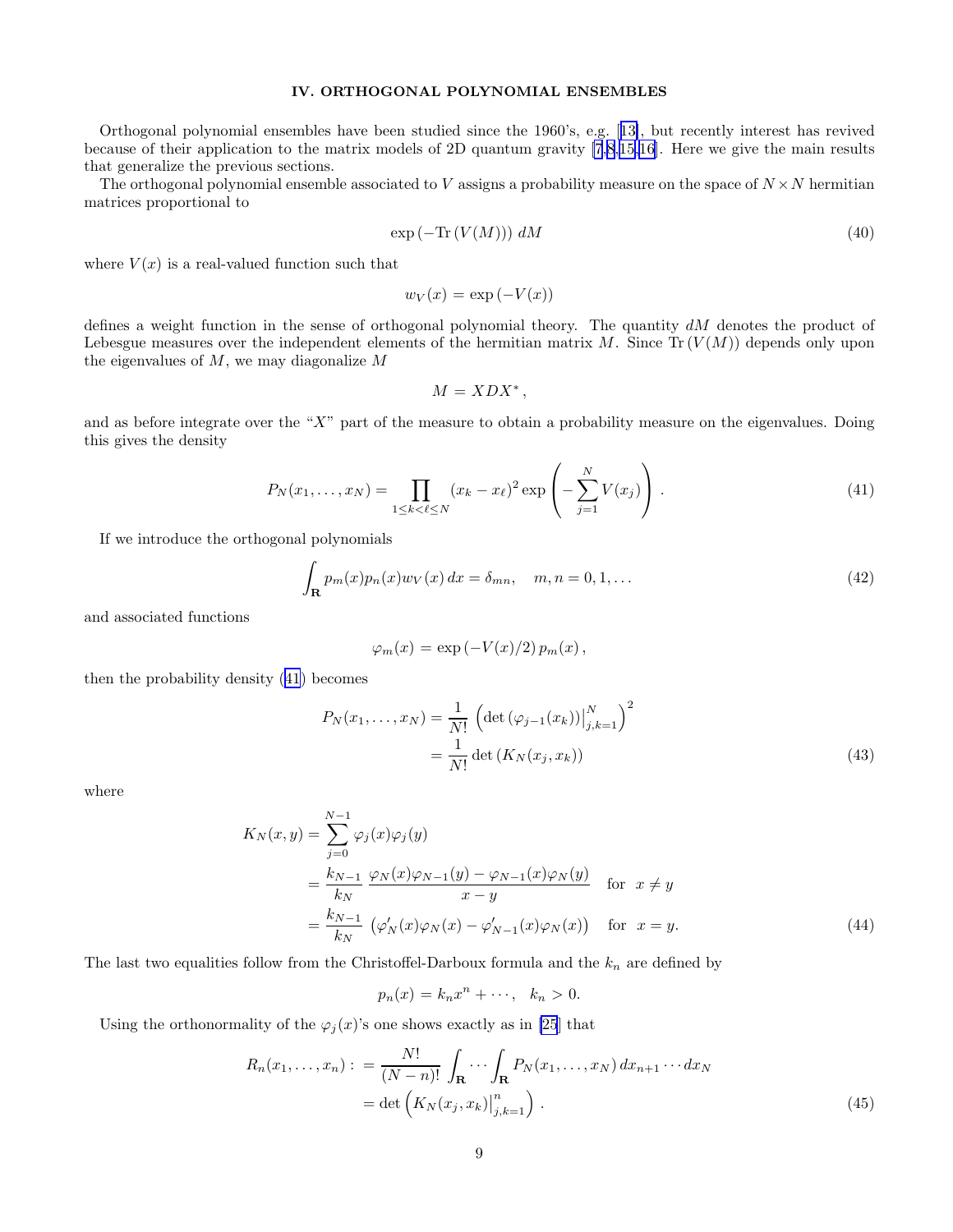## IV. ORTHOGONAL POLYNOMIAL ENSEMBLES

Orthogonal polynomial ensembles have been studied since the 1960's, e.g. [13], but recently interest has revived because of their application to the matrix models of 2D quantum gravity [7,8,15,16]. Here we give the main results that generalize the previous sections.

The orthogonal polynomial ensemble associated to $V$ assigns a probability measure on the space of $N \times N$ hermitian matrices proportional to

$$\exp\left(-\mathrm{Tr}\left(V(M)\right)\right)\, dM \tag{40}$$

where $V(x)$ is a real-valued function such that

$$w_V(x) = \exp\left(-V(x)\right)$$

defines a weight function in the sense of orthogonal polynomial theory. The quantity $dM$ denotes the product of Lebesgue measures over the independent elements of the hermitian matrix $M$. Since $\mathrm{Tr}\left(V(M)\right)$ depends only upon the eigenvalues of $M$, we may diagonalize $M$

$$M = XDX^*,$$

and as before integrate over the "$X$" part of the measure to obtain a probability measure on the eigenvalues. Doing this gives the density

$$P_N(x_1, \ldots, x_N) = \prod_{1 \le k < \ell \le N} (x_k - x_\ell)^2 \exp\left(-\sum_{j=1}^{N} V(x_j)\right). \tag{41}$$

If we introduce the orthogonal polynomials

$$\int_{\mathbf{R}} p_m(x) p_n(x) w_V(x)\, dx = \delta_{mn}, \quad m, n = 0, 1, \ldots \tag{42}$$

and associated functions

$$\varphi_m(x) = \exp\left(-V(x)/2\right) p_m(x),$$

then the probability density (41) becomes

$$\begin{aligned} P_N(x_1, \ldots, x_N) &= \frac{1}{N!} \left(\det\left(\varphi_{j-1}(x_k)\right)\Big|_{j,k=1}^{N}\right)^2 \\ &= \frac{1}{N!} \det\left(K_N(x_j, x_k)\right) \end{aligned} \tag{43}$$

where

$$\begin{aligned} K_N(x,y) &= \sum_{j=0}^{N-1} \varphi_j(x) \varphi_j(y) \\ &= \frac{k_{N-1}}{k_N}\, \frac{\varphi_N(x)\varphi_{N-1}(y) - \varphi_{N-1}(x)\varphi_N(y)}{x - y} \quad \text{for } \; x \ne y \\ &= \frac{k_{N-1}}{k_N} \left(\varphi_N'(x)\varphi_N(x) - \varphi_{N-1}'(x)\varphi_N(x)\right) \quad \text{for } \; x = y. \end{aligned} \tag{44}$$

The last two equalities follow from the Christoffel-Darboux formula and the $k_n$ are defined by

$$p_n(x) = k_n x^n + \cdots, \quad k_n > 0.$$

Using the orthonormality of the $\varphi_j(x)$'s one shows exactly as in [25] that

$$\begin{aligned} R_n(x_1, \ldots, x_n) :&= \frac{N!}{(N-n)!} \int_{\mathbf{R}} \cdots \int_{\mathbf{R}} P_N(x_1, \ldots, x_N)\, dx_{n+1} \cdots dx_N \\ &= \det\left(K_N(x_j, x_k)\Big|_{j,k=1}^{n}\right). \end{aligned} \tag{45}$$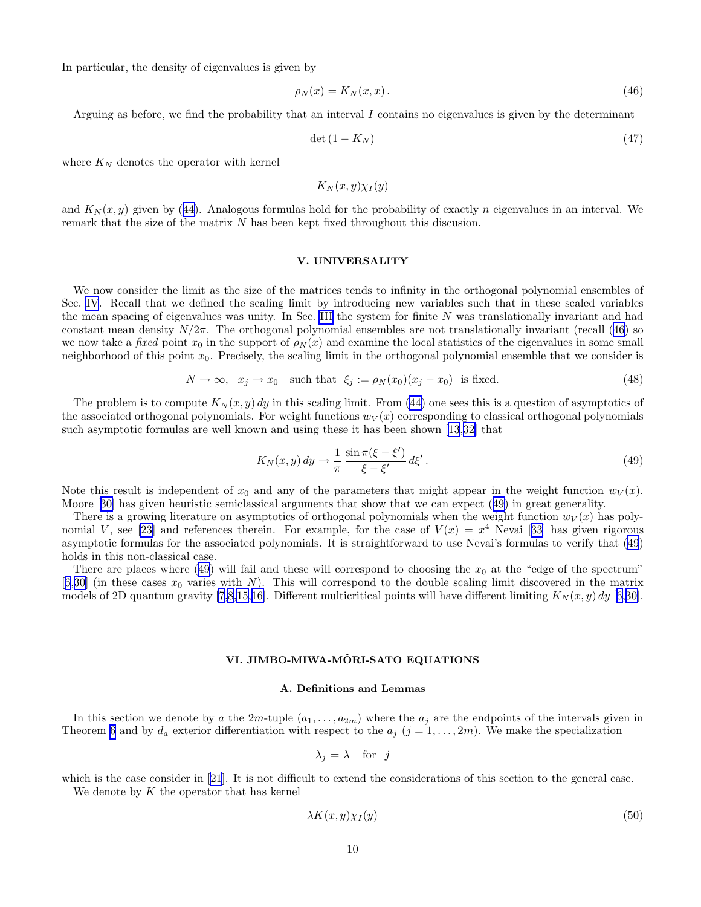In particular, the density of eigenvalues is given by

$$\rho_N(x) = K_N(x,x)\,. \tag{46}$$

Arguing as before, we find the probability that an interval $I$ contains no eigenvalues is given by the determinant

$$\det\left(1 - K_N\right) \tag{47}$$

where $K_N$ denotes the operator with kernel

$$K_N(x,y)\chi_I(y)$$

and $K_N(x,y)$ given by (44). Analogous formulas hold for the probability of exactly $n$ eigenvalues in an interval. We remark that the size of the matrix $N$ has been kept fixed throughout this discusion.

## V. UNIVERSALITY

We now consider the limit as the size of the matrices tends to infinity in the orthogonal polynomial ensembles of Sec. IV. Recall that we defined the scaling limit by introducing new variables such that in these scaled variables the mean spacing of eigenvalues was unity. In Sec. III the system for finite $N$ was translationally invariant and had constant mean density $N/2\pi$. The orthogonal polynomial ensembles are not translationally invariant (recall (46) so we now take a *fixed* point $x_0$ in the support of $\rho_N(x)$ and examine the local statistics of the eigenvalues in some small neighborhood of this point $x_0$. Precisely, the scaling limit in the orthogonal polynomial ensemble that we consider is

$$N \to \infty, \quad x_j \to x_0 \quad \text{such that} \quad \xi_j := \rho_N(x_0)(x_j - x_0) \quad \text{is fixed.} \tag{48}$$

The problem is to compute $K_N(x,y)\,dy$ in this scaling limit. From (44) one sees this is a question of asymptotics of the associated orthogonal polynomials. For weight functions $w_V(x)$ corresponding to classical orthogonal polynomials such asymptotic formulas are well known and using these it has been shown [13,32] that

$$K_N(x,y)\,dy \to \frac{1}{\pi}\,\frac{\sin\pi(\xi-\xi')}{\xi-\xi'}\,d\xi'\,. \tag{49}$$

Note this result is independent of $x_0$ and any of the parameters that might appear in the weight function $w_V(x)$. Moore [30] has given heuristic semiclassical arguments that show that we can expect (49) in great generality.

There is a growing literature on asymptotics of orthogonal polynomials when the weight function $w_V(x)$ has polynomial $V$, see [23] and references therein. For example, for the case of $V(x) = x^4$ Nevai [33] has given rigorous asymptotic formulas for the associated polynomials. It is straightforward to use Nevai's formulas to verify that (49) holds in this non-classical case.

There are places where (49) will fail and these will correspond to choosing the $x_0$ at the "edge of the spectrum" [6,30] (in these cases $x_0$ varies with $N$). This will correspond to the double scaling limit discovered in the matrix models of 2D quantum gravity [7,8,15,16]. Different multicritical points will have different limiting $K_N(x,y)\,dy$ [6,30].

## VI. JIMBO-MIWA-MÔRI-SATO EQUATIONS

### A. Definitions and Lemmas

In this section we denote by $a$ the $2m$-tuple $(a_1,\ldots,a_{2m})$ where the $a_j$ are the endpoints of the intervals given in Theorem 6 and by $d_a$ exterior differentiation with respect to the $a_j$ $(j = 1,\ldots,2m)$. We make the specialization

$$\lambda_j = \lambda \quad \text{for} \quad j$$

which is the case consider in [21]. It is not difficult to extend the considerations of this section to the general case.

We denote by $K$ the operator that has kernel

$$\lambda K(x,y)\chi_I(y) \tag{50}$$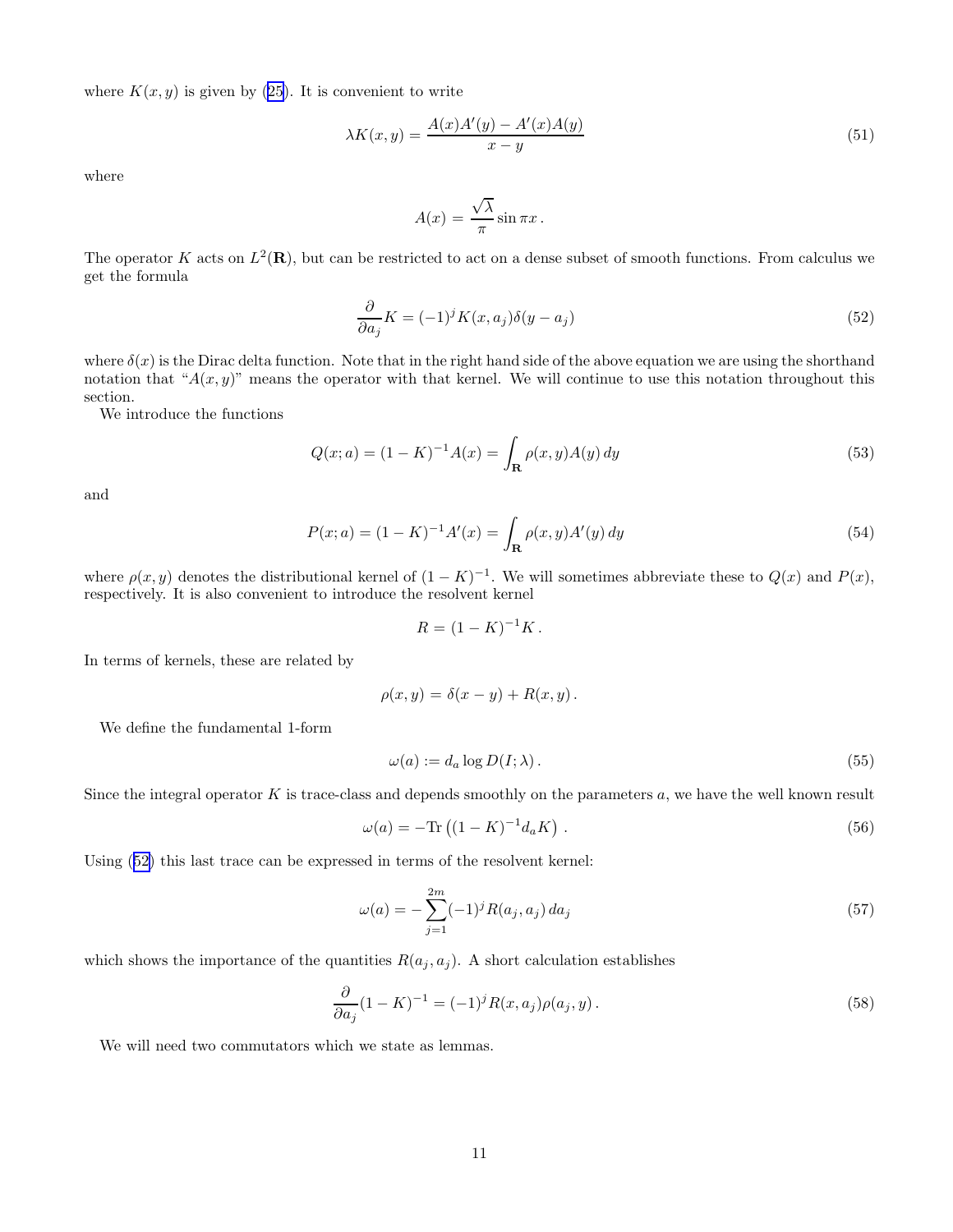where $K(x, y)$ is given by (25). It is convenient to write

$$\lambda K(x, y) = \frac{A(x)A'(y) - A'(x)A(y)}{x - y} \tag{51}$$

where

$$A(x) = \frac{\sqrt{\lambda}}{\pi} \sin \pi x \,.$$

The operator $K$ acts on $L^2(\mathbf{R})$, but can be restricted to act on a dense subset of smooth functions. From calculus we get the formula

$$\frac{\partial}{\partial a_j} K = (-1)^j K(x, a_j) \delta(y - a_j) \tag{52}$$

where $\delta(x)$ is the Dirac delta function. Note that in the right hand side of the above equation we are using the shorthand notation that "$A(x, y)$" means the operator with that kernel. We will continue to use this notation throughout this section.

We introduce the functions

$$Q(x; a) = (1 - K)^{-1} A(x) = \int_{\mathbf{R}} \rho(x, y) A(y) \, dy \tag{53}$$

and

$$P(x; a) = (1 - K)^{-1} A'(x) = \int_{\mathbf{R}} \rho(x, y) A'(y) \, dy \tag{54}$$

where $\rho(x, y)$ denotes the distributional kernel of $(1 - K)^{-1}$. We will sometimes abbreviate these to $Q(x)$ and $P(x)$, respectively. It is also convenient to introduce the resolvent kernel

$$R = (1 - K)^{-1} K \,.$$

In terms of kernels, these are related by

$$\rho(x, y) = \delta(x - y) + R(x, y) \,.$$

We define the fundamental 1-form

$$\omega(a) := d_a \log D(I; \lambda) \,. \tag{55}$$

Since the integral operator $K$ is trace-class and depends smoothly on the parameters $a$, we have the well known result

$$\omega(a) = -\mathrm{Tr}\left((1 - K)^{-1} d_a K\right) \,. \tag{56}$$

Using (52) this last trace can be expressed in terms of the resolvent kernel:

$$\omega(a) = -\sum_{j=1}^{2m} (-1)^j R(a_j, a_j) \, da_j \tag{57}$$

which shows the importance of the quantities $R(a_j, a_j)$. A short calculation establishes

$$\frac{\partial}{\partial a_j} (1 - K)^{-1} = (-1)^j R(x, a_j) \rho(a_j, y) \,. \tag{58}$$

We will need two commutators which we state as lemmas.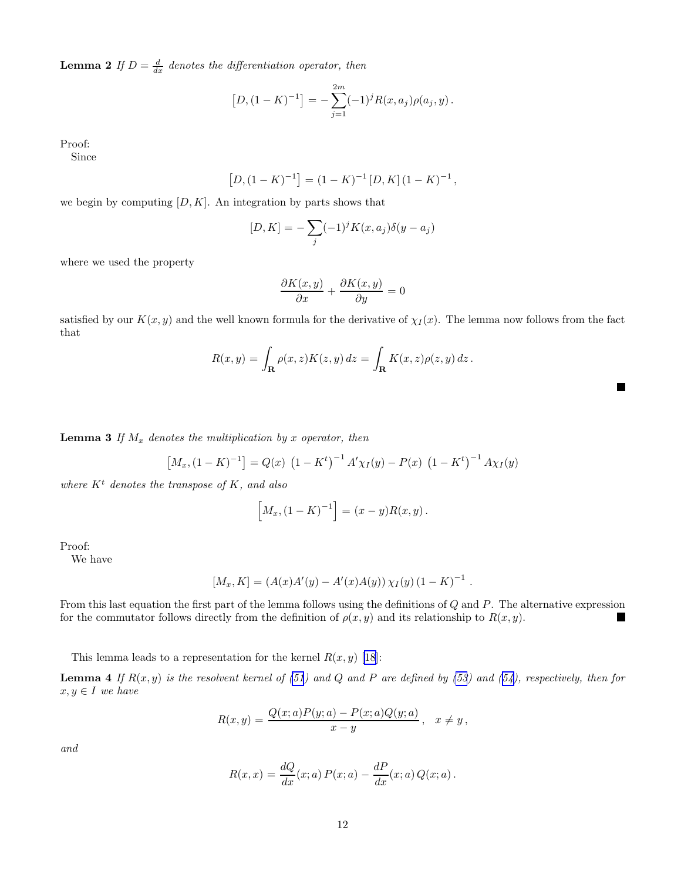**Lemma 2** *If $D = \frac{d}{dx}$ denotes the differentiation operator, then*

$$\left[D, (1-K)^{-1}\right] = -\sum_{j=1}^{2m} (-1)^j R(x, a_j)\rho(a_j, y)\,.$$

Proof:
Since

$$\left[D, (1-K)^{-1}\right] = (1-K)^{-1}\left[D, K\right](1-K)^{-1}\,,$$

we begin by computing $[D, K]$. An integration by parts shows that

$$[D, K] = -\sum_j (-1)^j K(x, a_j)\delta(y - a_j)$$

where we used the property

$$\frac{\partial K(x,y)}{\partial x} + \frac{\partial K(x,y)}{\partial y} = 0$$

satisfied by our $K(x, y)$ and the well known formula for the derivative of $\chi_I(x)$. The lemma now follows from the fact that

$$R(x, y) = \int_{\mathbf{R}} \rho(x, z)K(z, y)\,dz = \int_{\mathbf{R}} K(x, z)\rho(z, y)\,dz\,.$$

■

**Lemma 3** *If $M_x$ denotes the multiplication by $x$ operator, then*

$$\left[M_x, (1-K)^{-1}\right] = Q(x)\,\left(1-K^t\right)^{-1} A'\chi_I(y) - P(x)\,\left(1-K^t\right)^{-1} A\chi_I(y)$$

*where $K^t$ denotes the transpose of $K$, and also*

$$\left[M_x, (1-K)^{-1}\right] = (x-y)R(x, y)\,.$$

Proof:
We have

$$[M_x, K] = \left(A(x)A'(y) - A'(x)A(y)\right)\chi_I(y)\left(1-K\right)^{-1}\,.$$

From this last equation the first part of the lemma follows using the definitions of $Q$ and $P$. The alternative expression for the commutator follows directly from the definition of $\rho(x, y)$ and its relationship to $R(x, y)$. ■

This lemma leads to a representation for the kernel $R(x, y)$ [18]:

**Lemma 4** *If $R(x, y)$ is the resolvent kernel of (51) and $Q$ and $P$ are defined by (53) and (54), respectively, then for $x, y \in I$ we have*

$$R(x, y) = \frac{Q(x; a)P(y; a) - P(x; a)Q(y; a)}{x - y}\,, \quad x \neq y\,,$$

*and*

$$R(x, x) = \frac{dQ}{dx}(x; a)\,P(x; a) - \frac{dP}{dx}(x; a)\,Q(x; a)\,.$$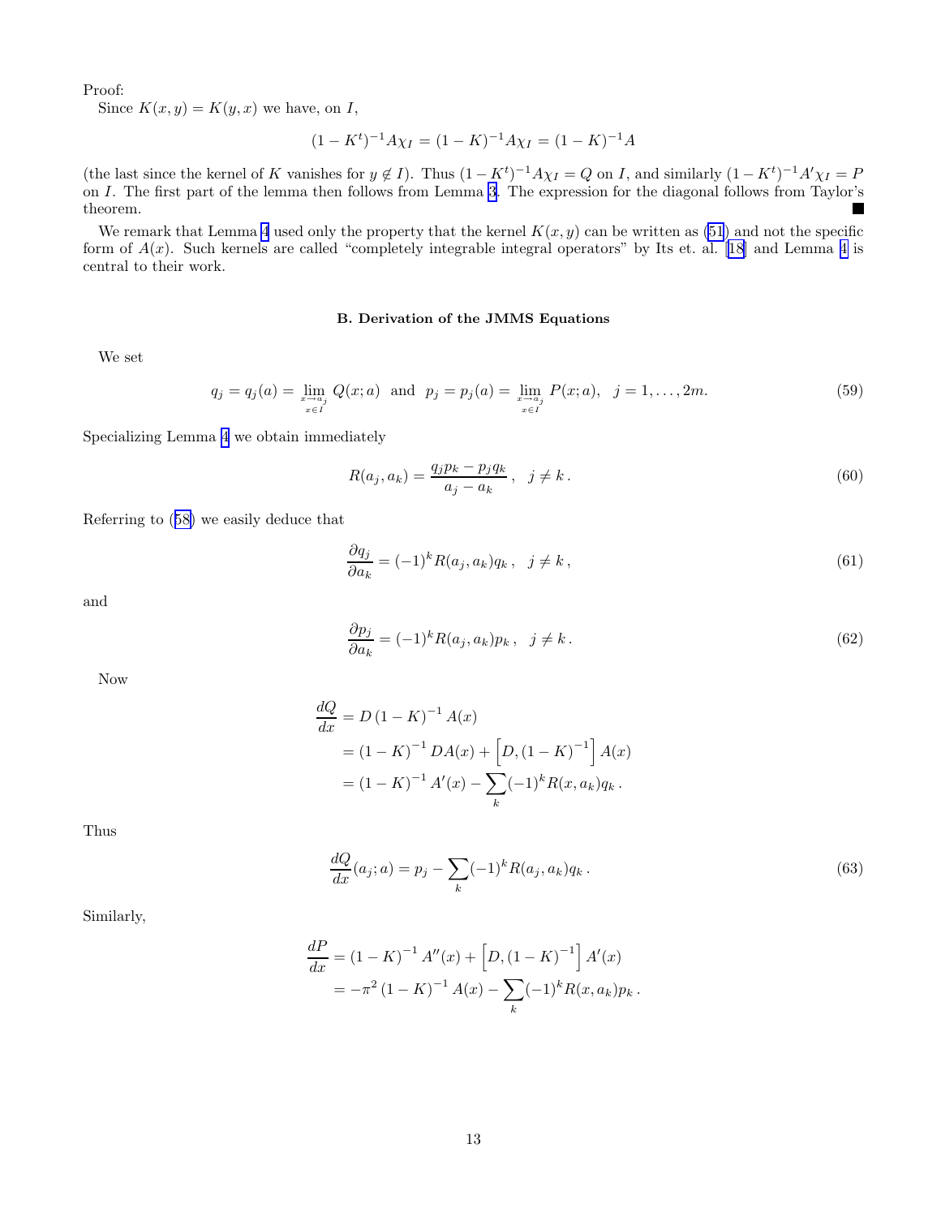Proof:

Since $K(x,y) = K(y,x)$ we have, on $I$,

$$(1-K^t)^{-1}A\chi_I = (1-K)^{-1}A\chi_I = (1-K)^{-1}A$$

(the last since the kernel of $K$ vanishes for $y \notin I$). Thus $(1-K^t)^{-1}A\chi_I = Q$ on $I$, and similarly $(1-K^t)^{-1}A'\chi_I = P$ on $I$. The first part of the lemma then follows from Lemma 3. The expression for the diagonal follows from Taylor's theorem. ■

We remark that Lemma 4 used only the property that the kernel $K(x,y)$ can be written as (51) and not the specific form of $A(x)$. Such kernels are called "completely integrable integral operators" by Its et. al. [18] and Lemma 4 is central to their work.

### B. Derivation of the JMMS Equations

We set

$$q_j = q_j(a) = \lim_{\substack{x \to a_j \\ x \in I}} Q(x;a) \quad \text{and} \quad p_j = p_j(a) = \lim_{\substack{x \to a_j \\ x \in I}} P(x;a), \quad j = 1, \ldots, 2m. \tag{59}$$

Specializing Lemma 4 we obtain immediately

$$R(a_j, a_k) = \frac{q_j p_k - p_j q_k}{a_j - a_k}, \quad j \neq k. \tag{60}$$

Referring to (58) we easily deduce that

$$\frac{\partial q_j}{\partial a_k} = (-1)^k R(a_j, a_k) q_k, \quad j \neq k, \tag{61}$$

and

$$\frac{\partial p_j}{\partial a_k} = (-1)^k R(a_j, a_k) p_k, \quad j \neq k. \tag{62}$$

Now

$$\begin{aligned}
\frac{dQ}{dx} &= D\,(1-K)^{-1}\,A(x) \\
&= (1-K)^{-1}\,DA(x) + \left[D, (1-K)^{-1}\right] A(x) \\
&= (1-K)^{-1}\,A'(x) - \sum_k (-1)^k R(x, a_k) q_k\,.
\end{aligned}$$

Thus

$$\frac{dQ}{dx}(a_j; a) = p_j - \sum_k (-1)^k R(a_j, a_k) q_k\,. \tag{63}$$

Similarly,

$$\begin{aligned}
\frac{dP}{dx} &= (1-K)^{-1}\,A''(x) + \left[D, (1-K)^{-1}\right] A'(x) \\
&= -\pi^2\,(1-K)^{-1}\,A(x) - \sum_k (-1)^k R(x, a_k) p_k\,.
\end{aligned}$$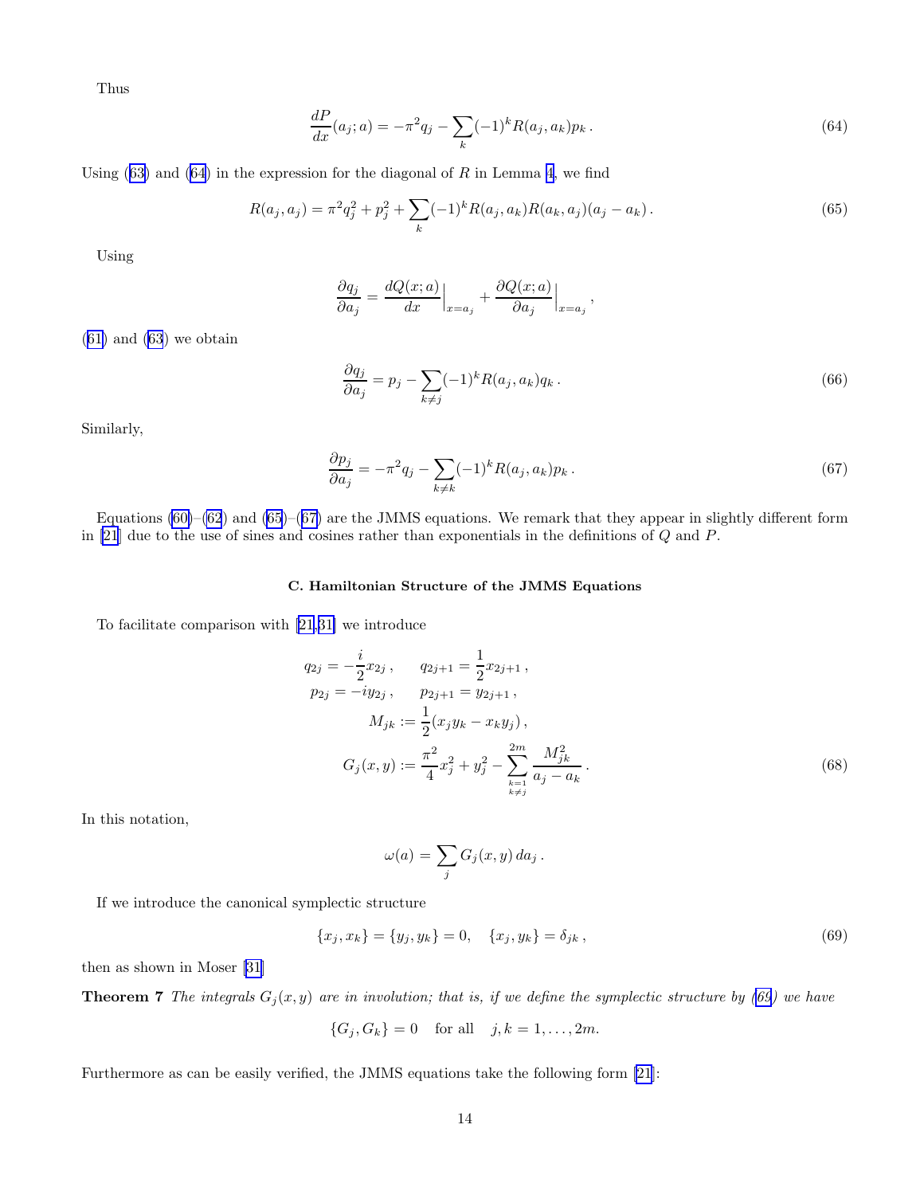Thus

$$\frac{dP}{dx}(a_j;a) = -\pi^2 q_j - \sum_k (-1)^k R(a_j,a_k) p_k \,. \tag{64}$$

Using (63) and (64) in the expression for the diagonal of $R$ in Lemma 4, we find

$$R(a_j,a_j) = \pi^2 q_j^2 + p_j^2 + \sum_k (-1)^k R(a_j,a_k) R(a_k,a_j)(a_j - a_k) \,. \tag{65}$$

Using

$$\frac{\partial q_j}{\partial a_j} = \frac{dQ(x;a)}{dx}\Big|_{x=a_j} + \frac{\partial Q(x;a)}{\partial a_j}\Big|_{x=a_j} \,,$$

(61) and (63) we obtain

$$\frac{\partial q_j}{\partial a_j} = p_j - \sum_{k\neq j} (-1)^k R(a_j,a_k) q_k \,. \tag{66}$$

Similarly,

$$\frac{\partial p_j}{\partial a_j} = -\pi^2 q_j - \sum_{k\neq k} (-1)^k R(a_j,a_k) p_k \,. \tag{67}$$

Equations (60)–(62) and (65)–(67) are the JMMS equations. We remark that they appear in slightly different form in [21] due to the use of sines and cosines rather than exponentials in the definitions of $Q$ and $P$.

### C. Hamiltonian Structure of the JMMS Equations

To facilitate comparison with [21,31] we introduce

$$\begin{aligned}
q_{2j} &= -\frac{i}{2} x_{2j} \,, \qquad q_{2j+1} = \frac{1}{2} x_{2j+1} \,, \\
p_{2j} &= -i y_{2j} \,, \qquad p_{2j+1} = y_{2j+1} \,, \\
M_{jk} &:= \frac{1}{2}(x_j y_k - x_k y_j) \,, \\
G_j(x,y) &:= \frac{\pi^2}{4} x_j^2 + y_j^2 - \sum_{\substack{k=1 \\ k\neq j}}^{2m} \frac{M_{jk}^2}{a_j - a_k} \,.
\end{aligned} \tag{68}$$

In this notation,

$$\omega(a) = \sum_j G_j(x,y)\, da_j \,.$$

If we introduce the canonical symplectic structure

$$\{x_j, x_k\} = \{y_j, y_k\} = 0, \quad \{x_j, y_k\} = \delta_{jk} \,, \tag{69}$$

then as shown in Moser [31]

**Theorem 7** *The integrals $G_j(x,y)$ are in involution; that is, if we define the symplectic structure by (69) we have*

$$\{G_j, G_k\} = 0 \quad \text{for all} \quad j,k = 1,\ldots,2m.$$

Furthermore as can be easily verified, the JMMS equations take the following form [21]: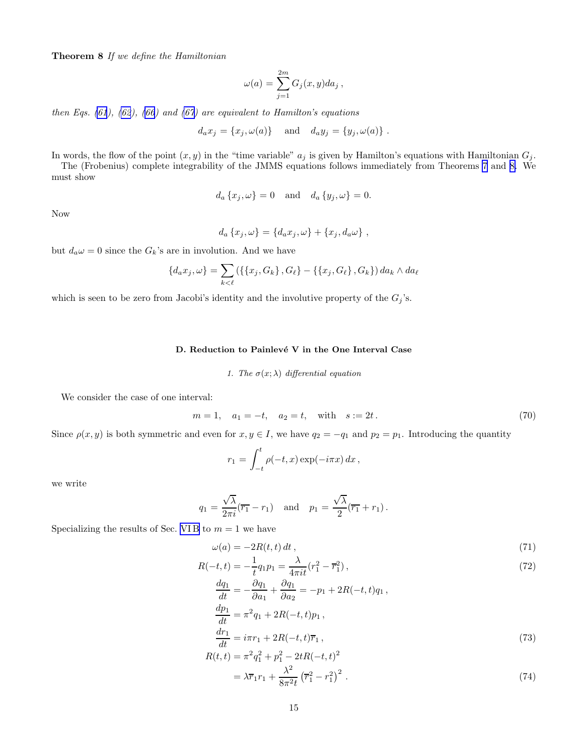**Theorem 8** *If we define the Hamiltonian*

$$\omega(a) = \sum_{j=1}^{2m} G_j(x,y) da_j \,,$$

*then Eqs. (61), (62), (66) and (67) are equivalent to Hamilton's equations*

$$d_a x_j = \{x_j, \omega(a)\} \quad \text{and} \quad d_a y_j = \{y_j, \omega(a)\} \,.$$

In words, the flow of the point $(x, y)$ in the "time variable" $a_j$ is given by Hamilton's equations with Hamiltonian $G_j$.

The (Frobenius) complete integrability of the JMMS equations follows immediately from Theorems 7 and 8. We must show

$$d_a \{x_j, \omega\} = 0 \quad \text{and} \quad d_a \{y_j, \omega\} = 0.$$

Now

$$d_a \{x_j, \omega\} = \{d_a x_j, \omega\} + \{x_j, d_a \omega\} \,,$$

but $d_a \omega = 0$ since the $G_k$'s are in involution. And we have

$$\{d_a x_j, \omega\} = \sum_{k<\ell} \left(\{\{x_j, G_k\}, G_\ell\} - \{\{x_j, G_\ell\}, G_k\}\right) da_k \wedge da_\ell$$

which is seen to be zero from Jacobi's identity and the involutive property of the $G_j$'s.

### D. Reduction to Painlevé V in the One Interval Case

#### 1. The $\sigma(x;\lambda)$ differential equation

We consider the case of one interval:

$$m = 1, \quad a_1 = -t, \quad a_2 = t, \quad \text{with} \quad s := 2t \,. \tag{70}$$

Since $\rho(x, y)$ is both symmetric and even for $x, y \in I$, we have $q_2 = -q_1$ and $p_2 = p_1$. Introducing the quantity

$$r_1 = \int_{-t}^{t} \rho(-t, x) \exp(-i\pi x) \, dx \,,$$

we write

$$q_1 = \frac{\sqrt{\lambda}}{2\pi i}(\overline{r_1} - r_1) \quad \text{and} \quad p_1 = \frac{\sqrt{\lambda}}{2}(\overline{r_1} + r_1) \,.$$

Specializing the results of Sec. VI B to $m = 1$ we have

$$\omega(a) = -2R(t,t) \, dt \,, \tag{71}$$

$$R(-t,t) = -\frac{1}{t} q_1 p_1 = \frac{\lambda}{4\pi i t}(r_1^2 - \overline{r}_1^2) \,, \tag{72}$$

$$\frac{dq_1}{dt} = -\frac{\partial q_1}{\partial a_1} + \frac{\partial q_1}{\partial a_2} = -p_1 + 2R(-t,t) q_1 \,,$$

$$\frac{dp_1}{dt} = \pi^2 q_1 + 2R(-t,t) p_1 \,,$$

$$\frac{dr_1}{dt} = i\pi r_1 + 2R(-t,t) \overline{r}_1 \,, \tag{73}$$

$$\begin{aligned} R(t,t) &= \pi^2 q_1^2 + p_1^2 - 2tR(-t,t)^2 \\ &= \lambda \overline{r}_1 r_1 + \frac{\lambda^2}{8\pi^2 t} \left(\overline{r}_1^2 - r_1^2\right)^2 \,. \end{aligned} \tag{74}$$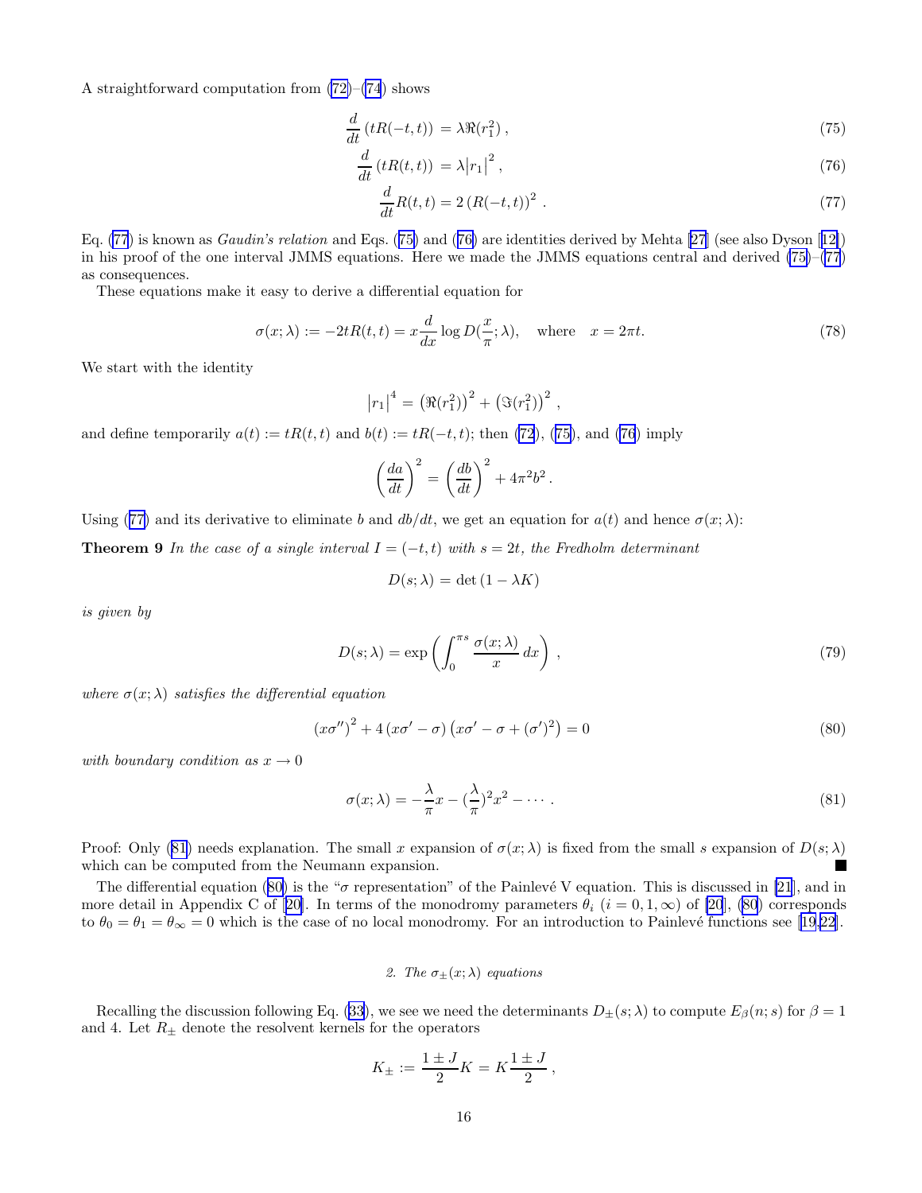A straightforward computation from (72)–(74) shows

$$\frac{d}{dt}\left(tR(-t,t)\right) = \lambda\Re(r_1^2)\,, \tag{75}$$

$$\frac{d}{dt}\left(tR(t,t)\right) = \lambda\left|r_1\right|^2\,, \tag{76}$$

$$\frac{d}{dt}R(t,t) = 2\left(R(-t,t)\right)^2\,. \tag{77}$$

Eq. (77) is known as *Gaudin's relation* and Eqs. (75) and (76) are identities derived by Mehta [27] (see also Dyson [12]) in his proof of the one interval JMMS equations. Here we made the JMMS equations central and derived (75)–(77) as consequences.

These equations make it easy to derive a differential equation for

$$\sigma(x;\lambda) := -2tR(t,t) = x\frac{d}{dx}\log D(\frac{x}{\pi};\lambda), \quad \text{where} \quad x = 2\pi t. \tag{78}$$

We start with the identity

$$\left|r_1\right|^4 = \left(\Re(r_1^2)\right)^2 + \left(\Im(r_1^2)\right)^2\,,$$

and define temporarily $a(t) := tR(t,t)$ and $b(t) := tR(-t,t)$; then (72), (75), and (76) imply

$$\left(\frac{da}{dt}\right)^2 = \left(\frac{db}{dt}\right)^2 + 4\pi^2 b^2\,.$$

Using (77) and its derivative to eliminate $b$ and $db/dt$, we get an equation for $a(t)$ and hence $\sigma(x;\lambda)$:

**Theorem 9** *In the case of a single interval $I = (-t,t)$ with $s = 2t$, the Fredholm determinant*

$$D(s;\lambda) = \det\left(1 - \lambda K\right)$$

*is given by*

$$D(s;\lambda) = \exp\left(\int_0^{\pi s}\frac{\sigma(x;\lambda)}{x}\,dx\right)\,, \tag{79}$$

*where $\sigma(x;\lambda)$ satisfies the differential equation*

$$\left(x\sigma''\right)^2 + 4\left(x\sigma' - \sigma\right)\left(x\sigma' - \sigma + (\sigma')^2\right) = 0 \tag{80}$$

*with boundary condition as $x \to 0$*

$$\sigma(x;\lambda) = -\frac{\lambda}{\pi}x - (\frac{\lambda}{\pi})^2x^2 - \cdots\,. \tag{81}$$

Proof: Only (81) needs explanation. The small $x$ expansion of $\sigma(x;\lambda)$ is fixed from the small $s$ expansion of $D(s;\lambda)$ which can be computed from the Neumann expansion. ■

The differential equation (80) is the "$\sigma$ representation" of the Painlevé V equation. This is discussed in [21], and in more detail in Appendix C of [20]. In terms of the monodromy parameters $\theta_i$ ($i = 0, 1, \infty$) of [20], (80) corresponds to $\theta_0 = \theta_1 = \theta_\infty = 0$ which is the case of no local monodromy. For an introduction to Painlevé functions see [19,22].

### *2. The $\sigma_\pm(x;\lambda)$ equations*

Recalling the discussion following Eq. (33), we see we need the determinants $D_\pm(s;\lambda)$ to compute $E_\beta(n;s)$ for $\beta = 1$ and 4. Let $R_\pm$ denote the resolvent kernels for the operators

$$K_\pm := \frac{1 \pm J}{2}K = K\frac{1 \pm J}{2}\,,$$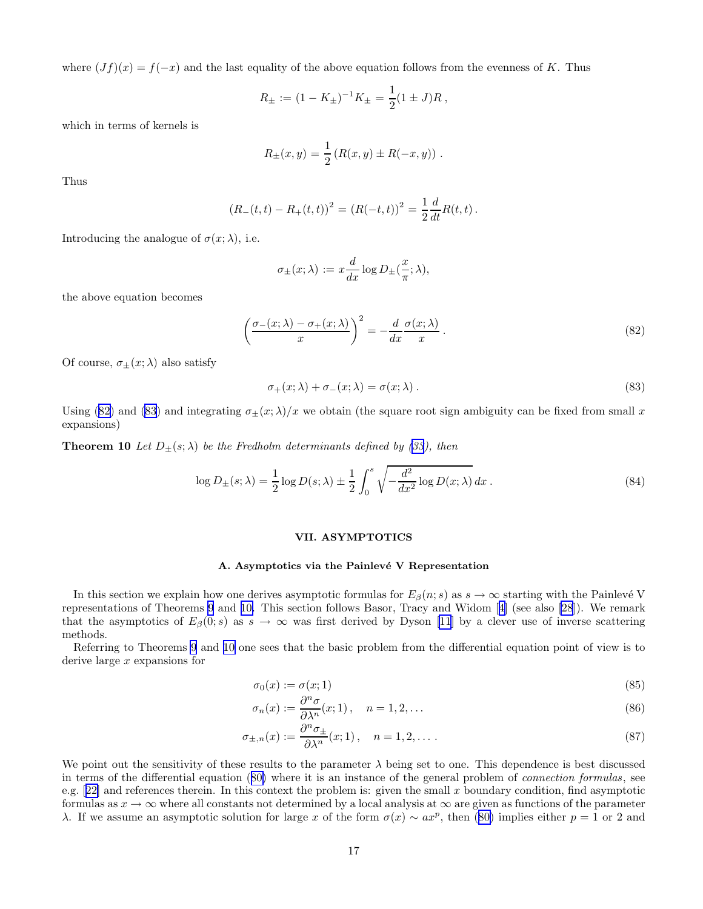where $(Jf)(x) = f(-x)$ and the last equality of the above equation follows from the evenness of $K$. Thus

$$R_{\pm} := (1 - K_{\pm})^{-1} K_{\pm} = \frac{1}{2}(1 \pm J) R \,,$$

which in terms of kernels is

$$R_{\pm}(x,y) = \frac{1}{2}\left(R(x,y) \pm R(-x,y)\right) .$$

Thus

$$\left(R_{-}(t,t) - R_{+}(t,t)\right)^2 = \left(R(-t,t)\right)^2 = \frac{1}{2}\frac{d}{dt} R(t,t) \,.$$

Introducing the analogue of $\sigma(x;\lambda)$, i.e.

$$\sigma_{\pm}(x;\lambda) := x \frac{d}{dx} \log D_{\pm}(\frac{x}{\pi};\lambda),$$

the above equation becomes

$$\left(\frac{\sigma_{-}(x;\lambda) - \sigma_{+}(x;\lambda)}{x}\right)^2 = -\frac{d}{dx}\frac{\sigma(x;\lambda)}{x} \,. \tag{82}$$

Of course, $\sigma_{\pm}(x;\lambda)$ also satisfy

$$\sigma_{+}(x;\lambda) + \sigma_{-}(x;\lambda) = \sigma(x;\lambda) \,. \tag{83}$$

Using (82) and (83) and integrating $\sigma_{\pm}(x;\lambda)/x$ we obtain (the square root sign ambiguity can be fixed from small $x$ expansions)

**Theorem 10** *Let $D_{\pm}(s;\lambda)$ be the Fredholm determinants defined by (33), then*

$$\log D_{\pm}(s;\lambda) = \frac{1}{2}\log D(s;\lambda) \pm \frac{1}{2}\int_0^s \sqrt{-\frac{d^2}{dx^2}\log D(x;\lambda)}\, dx \,. \tag{84}$$

## VII. ASYMPTOTICS

### A. Asymptotics via the Painlevé V Representation

In this section we explain how one derives asymptotic formulas for $E_\beta(n;s)$ as $s \to \infty$ starting with the Painlevé V representations of Theorems 9 and 10. This section follows Basor, Tracy and Widom [4] (see also [28]). We remark that the asymptotics of $E_\beta(0;s)$ as $s \to \infty$ was first derived by Dyson [11] by a clever use of inverse scattering methods.

Referring to Theorems 9 and 10 one sees that the basic problem from the differential equation point of view is to derive large $x$ expansions for

$$\sigma_0(x) := \sigma(x;1) \tag{85}$$

$$\sigma_n(x) := \frac{\partial^n \sigma}{\partial \lambda^n}(x;1)\,, \quad n = 1,2,\ldots \tag{86}$$

$$\sigma_{\pm,n}(x) := \frac{\partial^n \sigma_{\pm}}{\partial \lambda^n}(x;1)\,, \quad n = 1,2,\ldots\,. \tag{87}$$

We point out the sensitivity of these results to the parameter $\lambda$ being set to one. This dependence is best discussed in terms of the differential equation (80) where it is an instance of the general problem of *connection formulas*, see e.g. [22] and references therein. In this context the problem is: given the small $x$ boundary condition, find asymptotic formulas as $x \to \infty$ where all constants not determined by a local analysis at $\infty$ are given as functions of the parameter $\lambda$. If we assume an asymptotic solution for large $x$ of the form $\sigma(x) \sim a x^p$, then (80) implies either $p = 1$ or 2 and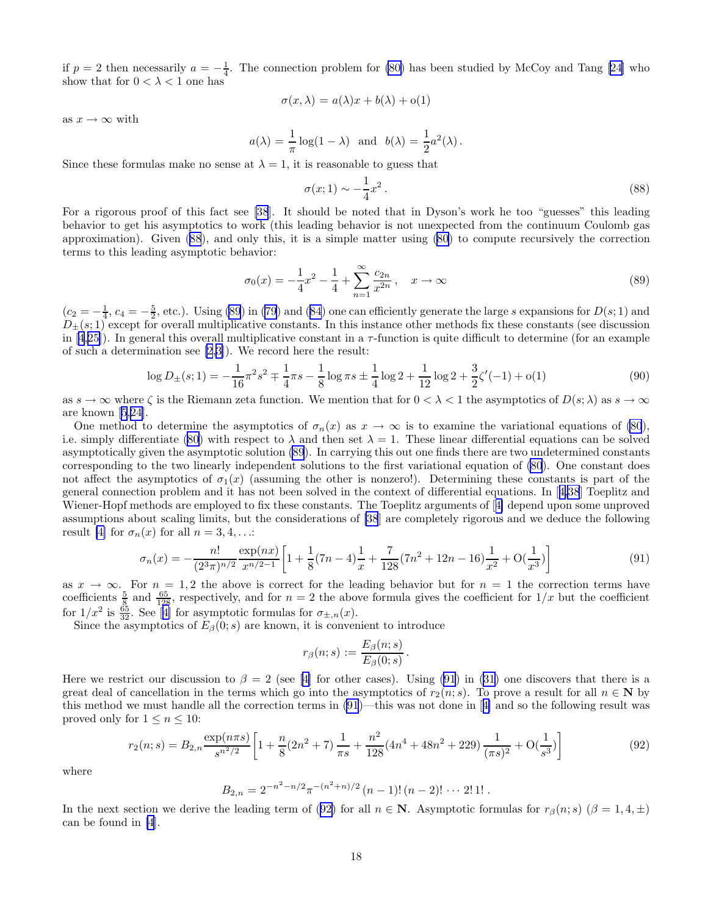if $p = 2$ then necessarily $a = -\frac{1}{4}$. The connection problem for (80) has been studied by McCoy and Tang [24] who show that for $0 < \lambda < 1$ one has

$$\sigma(x, \lambda) = a(\lambda)x + b(\lambda) + \mathrm{o}(1)$$

as $x \to \infty$ with

$$a(\lambda) = \frac{1}{\pi}\log(1-\lambda) \ \text{ and } \ b(\lambda) = \frac{1}{2}a^2(\lambda)\,.$$

Since these formulas make no sense at $\lambda = 1$, it is reasonable to guess that

$$\sigma(x;1) \sim -\frac{1}{4}x^2\,. \tag{88}$$

For a rigorous proof of this fact see [38]. It should be noted that in Dyson's work he too "guesses" this leading behavior to get his asymptotics to work (this leading behavior is not unexpected from the continuum Coulomb gas approximation). Given (88), and only this, it is a simple matter using (80) to compute recursively the correction terms to this leading asymptotic behavior:

$$\sigma_0(x) = -\frac{1}{4}x^2 - \frac{1}{4} + \sum_{n=1}^{\infty}\frac{c_{2n}}{x^{2n}}\,, \quad x \to \infty \tag{89}$$

($c_2 = -\frac{1}{4}$, $c_4 = -\frac{5}{2}$, etc.). Using (89) in (79) and (84) one can efficiently generate the large $s$ expansions for $D(s;1)$ and $D_\pm(s;1)$ except for overall multiplicative constants. In this instance other methods fix these constants (see discussion in [4,25]). In general this overall multiplicative constant in a $\tau$-function is quite difficult to determine (for an example of such a determination see [2,3]). We record here the result:

$$\log D_\pm(s;1) = -\frac{1}{16}\pi^2 s^2 \mp \frac{1}{4}\pi s - \frac{1}{8}\log \pi s \pm \frac{1}{4}\log 2 + \frac{1}{12}\log 2 + \frac{3}{2}\zeta'(-1) + \mathrm{o}(1) \tag{90}$$

as $s \to \infty$ where $\zeta$ is the Riemann zeta function. We mention that for $0 < \lambda < 1$ the asymptotics of $D(s;\lambda)$ as $s \to \infty$ are known [5,24].

One method to determine the asymptotics of $\sigma_n(x)$ as $x \to \infty$ is to examine the variational equations of (80), i.e. simply differentiate (80) with respect to $\lambda$ and then set $\lambda = 1$. These linear differential equations can be solved asymptotically given the asymptotic solution (89). In carrying this out one finds there are two undetermined constants corresponding to the two linearly independent solutions to the first variational equation of (80). One constant does not affect the asymptotics of $\sigma_1(x)$ (assuming the other is nonzero!). Determining these constants is part of the general connection problem and it has not been solved in the context of differential equations. In [4,38] Toeplitz and Wiener-Hopf methods are employed to fix these constants. The Toeplitz arguments of [4] depend upon some unproved assumptions about scaling limits, but the considerations of [38] are completely rigorous and we deduce the following result [4] for $\sigma_n(x)$ for all $n = 3, 4, \ldots$:

$$\sigma_n(x) = -\frac{n!}{(2^3\pi)^{n/2}}\frac{\exp(nx)}{x^{n/2-1}}\left[1 + \frac{1}{8}(7n-4)\frac{1}{x} + \frac{7}{128}(7n^2+12n-16)\frac{1}{x^2} + \mathrm{O}(\frac{1}{x^3})\right] \tag{91}$$

as $x \to \infty$. For $n = 1, 2$ the above is correct for the leading behavior but for $n = 1$ the correction terms have coefficients $\frac{5}{8}$ and $\frac{65}{128}$, respectively, and for $n = 2$ the above formula gives the coefficient for $1/x$ but the coefficient for $1/x^2$ is $\frac{65}{32}$. See [4] for asymptotic formulas for $\sigma_{\pm,n}(x)$.

Since the asymptotics of $E_\beta(0;s)$ are known, it is convenient to introduce

$$r_\beta(n;s) := \frac{E_\beta(n;s)}{E_\beta(0;s)}\,.$$

Here we restrict our discussion to $\beta = 2$ (see [4] for other cases). Using (91) in (31) one discovers that there is a great deal of cancellation in the terms which go into the asymptotics of $r_2(n;s)$. To prove a result for all $n \in \mathbf{N}$ by this method we must handle all the correction terms in (91)—this was not done in [4] and so the following result was proved only for $1 \le n \le 10$:

$$r_2(n;s) = B_{2,n}\frac{\exp(n\pi s)}{s^{n^2/2}}\left[1 + \frac{n}{8}(2n^2+7)\,\frac{1}{\pi s} + \frac{n^2}{128}(4n^4+48n^2+229)\,\frac{1}{(\pi s)^2} + \mathrm{O}(\frac{1}{s^3})\right] \tag{92}$$

where

$$B_{2,n} = 2^{-n^2-n/2}\pi^{-(n^2+n)/2}\,(n-1)!\,(n-2)!\cdots 2!\,1!\,.$$

In the next section we derive the leading term of (92) for all $n \in \mathbf{N}$. Asymptotic formulas for $r_\beta(n;s)$ ($\beta = 1, 4, \pm$) can be found in [4].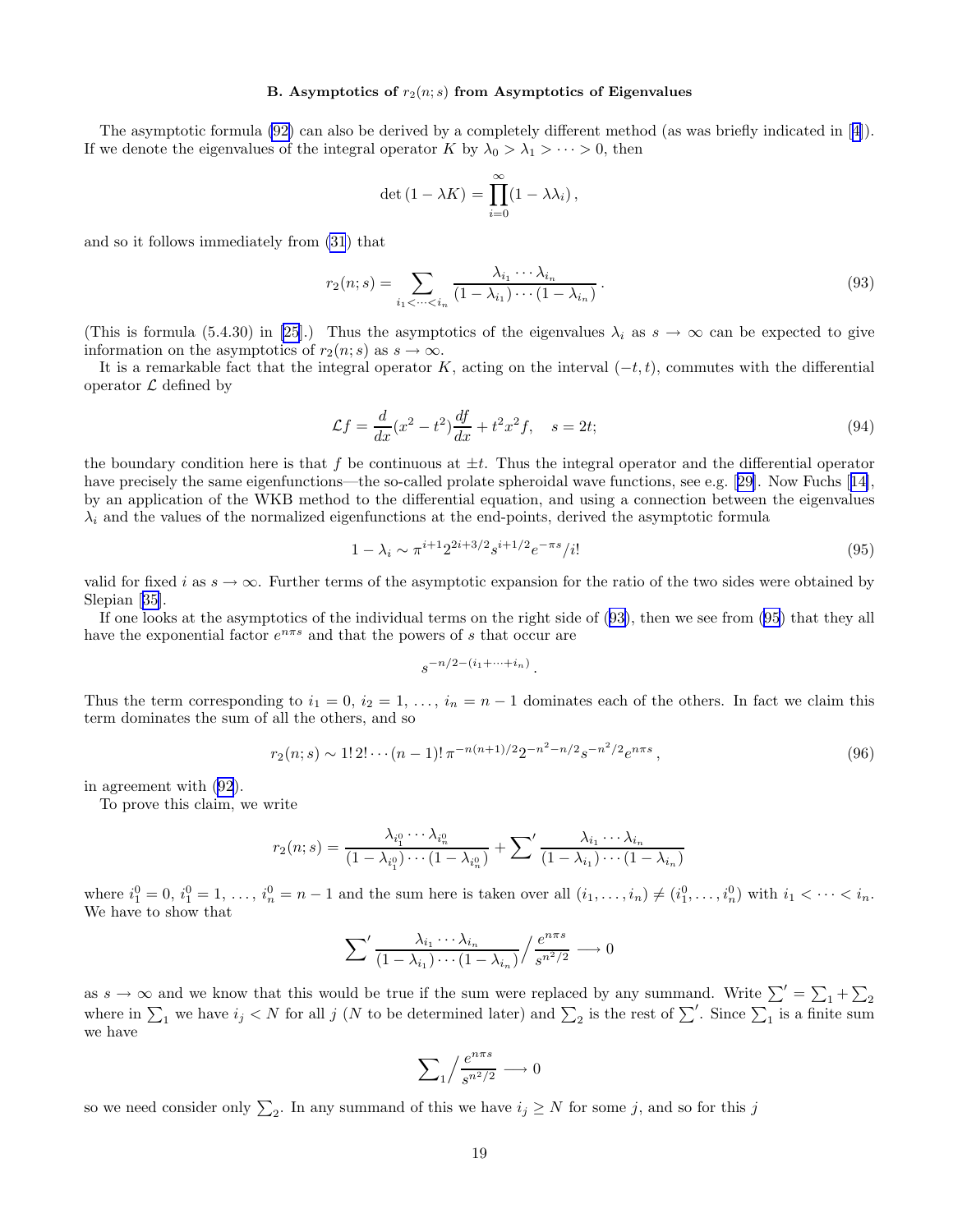### B. Asymptotics of $r_2(n;s)$ from Asymptotics of Eigenvalues

The asymptotic formula (92) can also be derived by a completely different method (as was briefly indicated in [4]). If we denote the eigenvalues of the integral operator $K$ by $\lambda_0 > \lambda_1 > \cdots > 0$, then

$$\det(1-\lambda K) = \prod_{i=0}^{\infty}(1-\lambda\lambda_i),$$

and so it follows immediately from (31) that

$$r_2(n;s) = \sum_{i_1<\cdots<i_n} \frac{\lambda_{i_1}\cdots\lambda_{i_n}}{(1-\lambda_{i_1})\cdots(1-\lambda_{i_n})}. \tag{93}$$

(This is formula (5.4.30) in [25].) Thus the asymptotics of the eigenvalues $\lambda_i$ as $s \to \infty$ can be expected to give information on the asymptotics of $r_2(n;s)$ as $s \to \infty$.

It is a remarkable fact that the integral operator $K$, acting on the interval $(-t,t)$, commutes with the differential operator $\mathcal{L}$ defined by

$$\mathcal{L}f = \frac{d}{dx}(x^2-t^2)\frac{df}{dx} + t^2x^2 f, \quad s = 2t; \tag{94}$$

the boundary condition here is that $f$ be continuous at $\pm t$. Thus the integral operator and the differential operator have precisely the same eigenfunctions—the so-called prolate spheroidal wave functions, see e.g. [29]. Now Fuchs [14], by an application of the WKB method to the differential equation, and using a connection between the eigenvalues $\lambda_i$ and the values of the normalized eigenfunctions at the end-points, derived the asymptotic formula

$$1-\lambda_i \sim \pi^{i+1}2^{2i+3/2}s^{i+1/2}e^{-\pi s}/i! \tag{95}$$

valid for fixed $i$ as $s \to \infty$. Further terms of the asymptotic expansion for the ratio of the two sides were obtained by Slepian [35].

If one looks at the asymptotics of the individual terms on the right side of (93), then we see from (95) that they all have the exponential factor $e^{n\pi s}$ and that the powers of $s$ that occur are

$$s^{-n/2-(i_1+\cdots+i_n)}.$$

Thus the term corresponding to $i_1 = 0$, $i_2 = 1$, ..., $i_n = n-1$ dominates each of the others. In fact we claim this term dominates the sum of all the others, and so

$$r_2(n;s) \sim 1!\,2!\cdots(n-1)!\,\pi^{-n(n+1)/2}2^{-n^2-n/2}s^{-n^2/2}e^{n\pi s}, \tag{96}$$

in agreement with (92).

To prove this claim, we write

$$r_2(n;s) = \frac{\lambda_{i_1^0}\cdots\lambda_{i_n^0}}{(1-\lambda_{i_1^0})\cdots(1-\lambda_{i_n^0})} + {\sum}' \frac{\lambda_{i_1}\cdots\lambda_{i_n}}{(1-\lambda_{i_1})\cdots(1-\lambda_{i_n})}$$

where $i_1^0 = 0$, $i_1^0 = 1$, ..., $i_n^0 = n-1$ and the sum here is taken over all $(i_1,\ldots,i_n) \neq (i_1^0,\ldots,i_n^0)$ with $i_1 < \cdots < i_n$. We have to show that

$${\sum}' \frac{\lambda_{i_1}\cdots\lambda_{i_n}}{(1-\lambda_{i_1})\cdots(1-\lambda_{i_n})} \Big/ \frac{e^{n\pi s}}{s^{n^2/2}} \longrightarrow 0$$

as $s \to \infty$ and we know that this would be true if the sum were replaced by any summand. Write ${\sum}' = \sum_1 + \sum_2$ where in $\sum_1$ we have $i_j < N$ for all $j$ ($N$ to be determined later) and $\sum_2$ is the rest of ${\sum}'$. Since $\sum_1$ is a finite sum we have

$${\sum}_1 \Big/ \frac{e^{n\pi s}}{s^{n^2/2}} \longrightarrow 0$$

so we need consider only $\sum_2$. In any summand of this we have $i_j \geq N$ for some $j$, and so for this $j$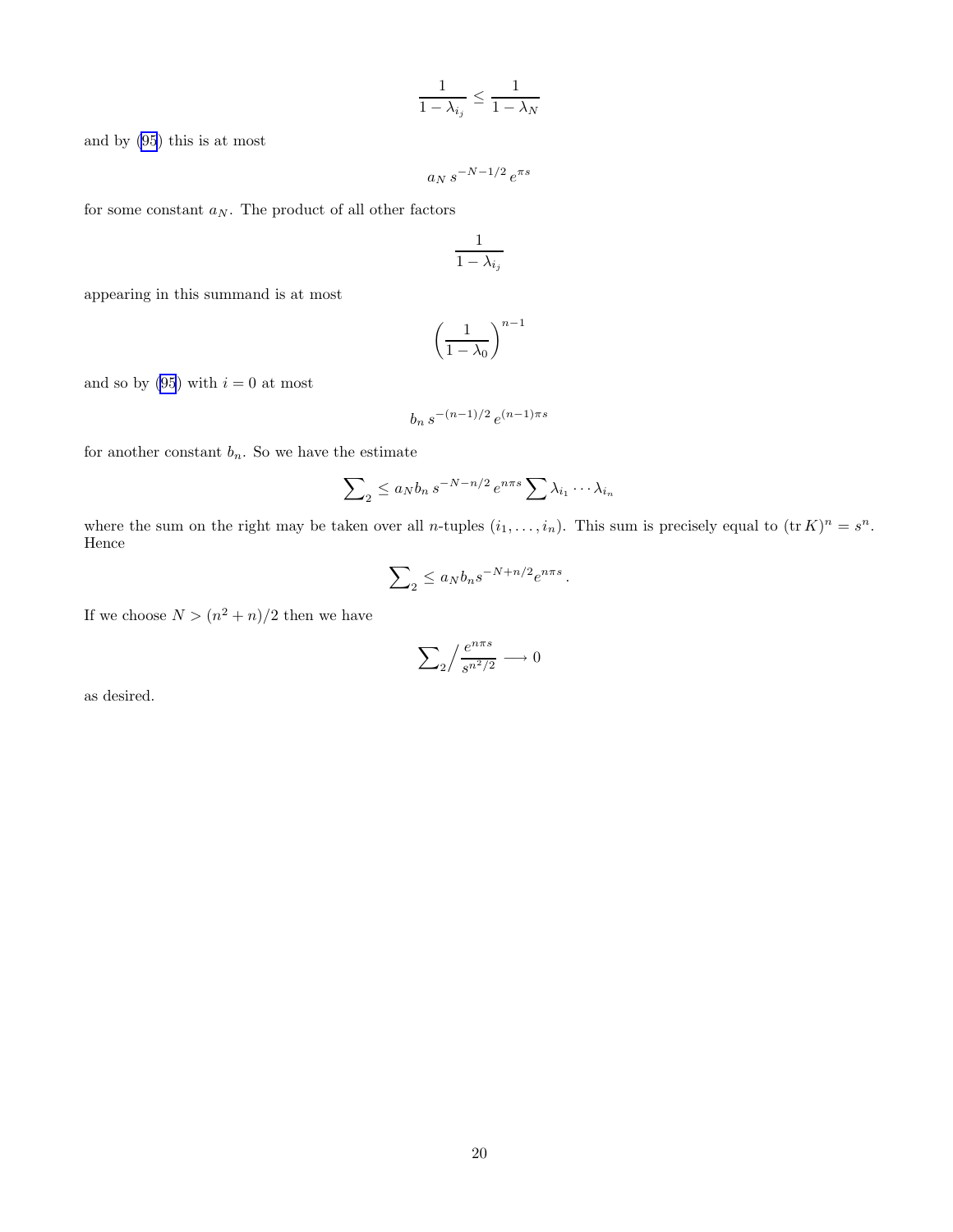$$\frac{1}{1-\lambda_{i_j}} \leq \frac{1}{1-\lambda_N}$$

and by (95) this is at most

$$a_N\, s^{-N-1/2}\, e^{\pi s}$$

for some constant $a_N$. The product of all other factors

$$\frac{1}{1-\lambda_{i_j}}$$

appearing in this summand is at most

$$\left(\frac{1}{1-\lambda_0}\right)^{n-1}$$

and so by (95) with $i=0$ at most

$$b_n\, s^{-(n-1)/2}\, e^{(n-1)\pi s}$$

for another constant $b_n$. So we have the estimate

$$\sum\nolimits_2 \leq a_N b_n\, s^{-N-n/2}\, e^{n\pi s} \sum \lambda_{i_1} \cdots \lambda_{i_n}$$

where the sum on the right may be taken over all $n$-tuples $(i_1, \ldots, i_n)$. This sum is precisely equal to $(\operatorname{tr} K)^n = s^n$. Hence

$$\sum\nolimits_2 \leq a_N b_n s^{-N+n/2} e^{n\pi s}\,.$$

If we choose $N > (n^2+n)/2$ then we have

$$\sum\nolimits_2 \Big/ \frac{e^{n\pi s}}{s^{n^2/2}} \longrightarrow 0$$

as desired.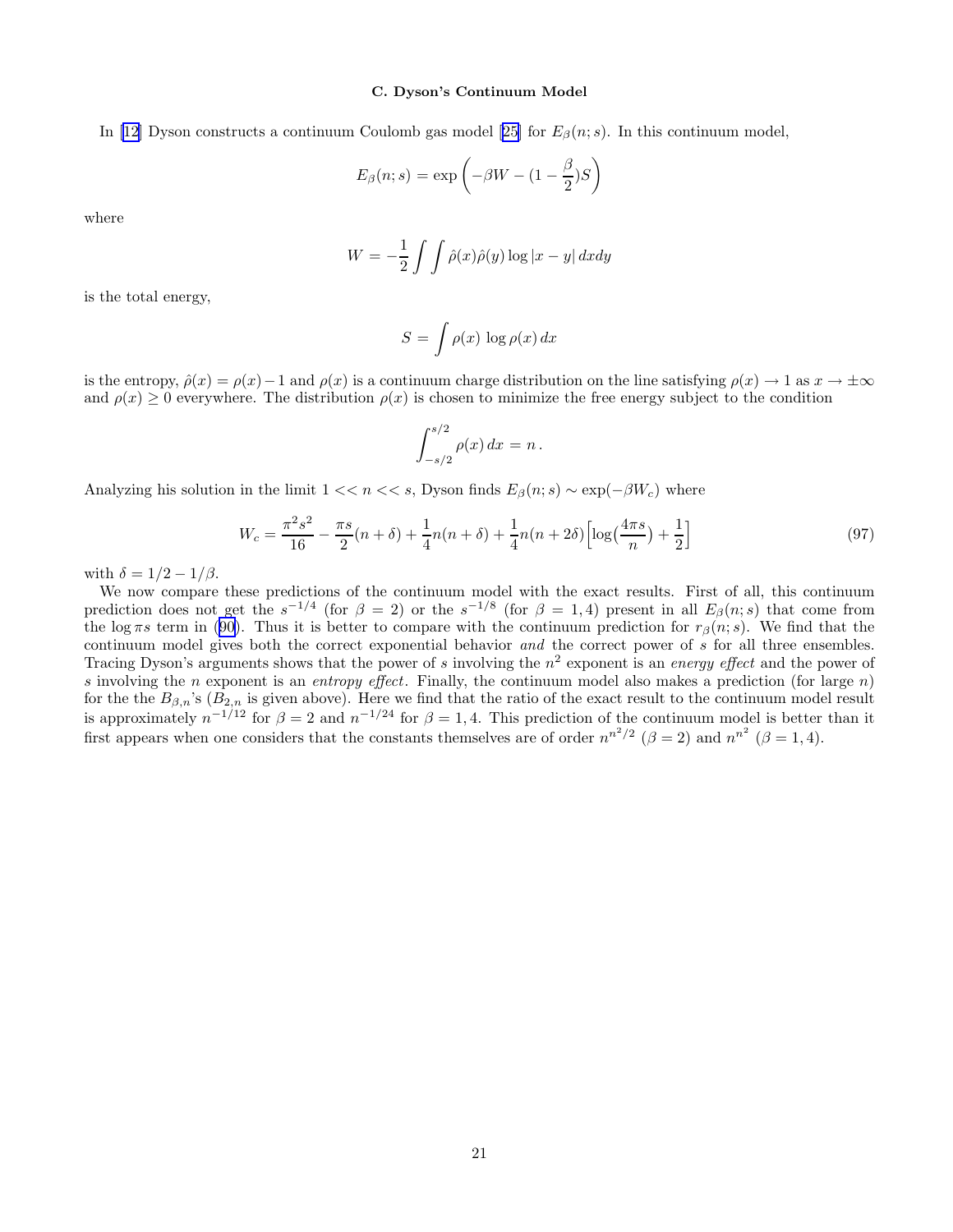### C. Dyson's Continuum Model

In [12] Dyson constructs a continuum Coulomb gas model [25] for $E_\beta(n;s)$. In this continuum model,

$$E_\beta(n;s) = \exp\left(-\beta W - (1-\frac{\beta}{2})S\right)$$

where

$$W = -\frac{1}{2}\int\int \hat\rho(x)\hat\rho(y)\log|x-y|\,dxdy$$

is the total energy,

$$S = \int \rho(x)\,\log\rho(x)\,dx$$

is the entropy, $\hat\rho(x) = \rho(x) - 1$ and $\rho(x)$ is a continuum charge distribution on the line satisfying $\rho(x) \to 1$ as $x \to \pm\infty$ and $\rho(x) \geq 0$ everywhere. The distribution $\rho(x)$ is chosen to minimize the free energy subject to the condition

$$\int_{-s/2}^{s/2} \rho(x)\,dx = n\,.$$

Analyzing his solution in the limit $1 << n << s$, Dyson finds $E_\beta(n;s) \sim \exp(-\beta W_c)$ where

$$W_c = \frac{\pi^2 s^2}{16} - \frac{\pi s}{2}(n+\delta) + \frac{1}{4}n(n+\delta) + \frac{1}{4}n(n+2\delta)\Big[\log(\frac{4\pi s}{n}) + \frac{1}{2}\Big] \tag{97}$$

with $\delta = 1/2 - 1/\beta$.

We now compare these predictions of the continuum model with the exact results. First of all, this continuum prediction does not get the $s^{-1/4}$ (for $\beta = 2$) or the $s^{-1/8}$ (for $\beta = 1, 4$) present in all $E_\beta(n;s)$ that come from the $\log\pi s$ term in (90). Thus it is better to compare with the continuum prediction for $r_\beta(n;s)$. We find that the continuum model gives both the correct exponential behavior *and* the correct power of $s$ for all three ensembles. Tracing Dyson's arguments shows that the power of $s$ involving the $n^2$ exponent is an *energy effect* and the power of $s$ involving the $n$ exponent is an *entropy effect*. Finally, the continuum model also makes a prediction (for large $n$) for the the $B_{\beta,n}$'s ($B_{2,n}$ is given above). Here we find that the ratio of the exact result to the continuum model result is approximately $n^{-1/12}$ for $\beta = 2$ and $n^{-1/24}$ for $\beta = 1, 4$. This prediction of the continuum model is better than it first appears when one considers that the constants themselves are of order $n^{n^2/2}$ ($\beta = 2$) and $n^{n^2}$ ($\beta = 1, 4$).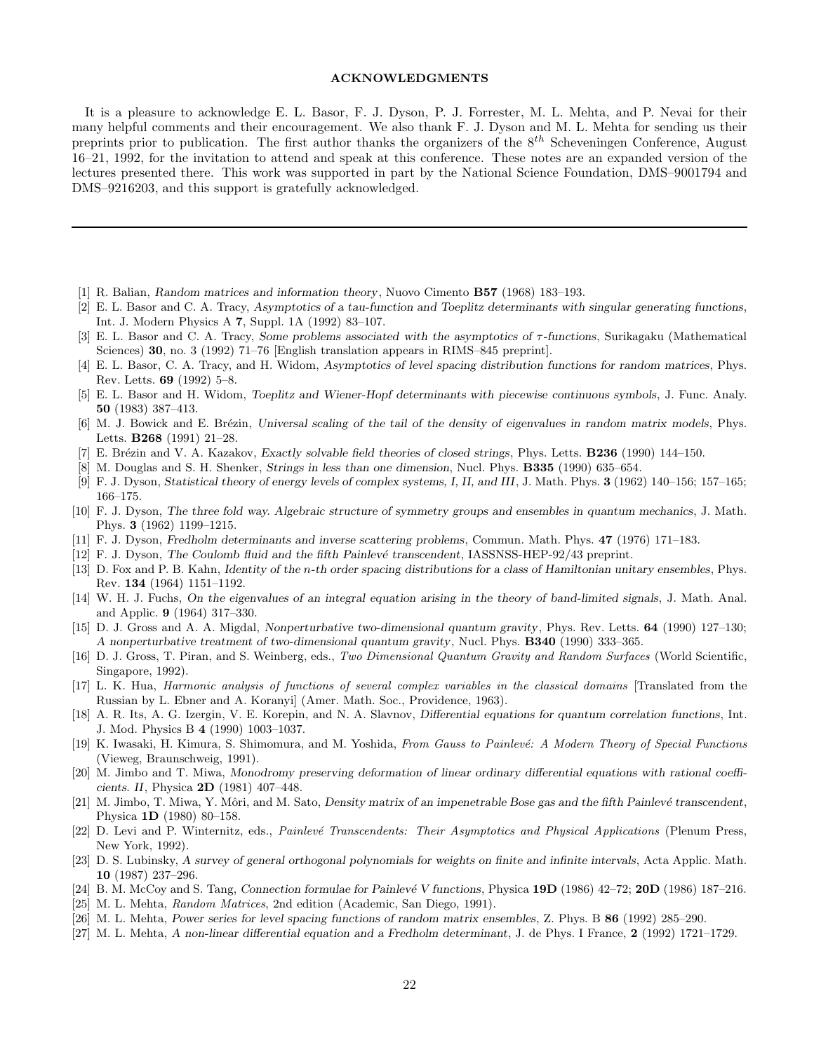## ACKNOWLEDGMENTS

It is a pleasure to acknowledge E. L. Basor, F. J. Dyson, P. J. Forrester, M. L. Mehta, and P. Nevai for their many helpful comments and their encouragement. We also thank F. J. Dyson and M. L. Mehta for sending us their preprints prior to publication. The first author thanks the organizers of the $8^{th}$ Scheveningen Conference, August 16–21, 1992, for the invitation to attend and speak at this conference. These notes are an expanded version of the lectures presented there. This work was supported in part by the National Science Foundation, DMS–9001794 and DMS–9216203, and this support is gratefully acknowledged.

---

[1] R. Balian, *Random matrices and information theory*, Nuovo Cimento **B57** (1968) 183–193.

[2] E. L. Basor and C. A. Tracy, *Asymptotics of a tau-function and Toeplitz determinants with singular generating functions*, Int. J. Modern Physics A **7**, Suppl. 1A (1992) 83–107.

[3] E. L. Basor and C. A. Tracy, *Some problems associated with the asymptotics of $\tau$-functions*, Surikagaku (Mathematical Sciences) **30**, no. 3 (1992) 71–76 [English translation appears in RIMS–845 preprint].

[4] E. L. Basor, C. A. Tracy, and H. Widom, *Asymptotics of level spacing distribution functions for random matrices*, Phys. Rev. Letts. **69** (1992) 5–8.

[5] E. L. Basor and H. Widom, *Toeplitz and Wiener-Hopf determinants with piecewise continuous symbols*, J. Func. Analy. **50** (1983) 387–413.

[6] M. J. Bowick and E. Brézin, *Universal scaling of the tail of the density of eigenvalues in random matrix models*, Phys. Letts. **B268** (1991) 21–28.

[7] E. Brézin and V. A. Kazakov, *Exactly solvable field theories of closed strings*, Phys. Letts. **B236** (1990) 144–150.

[8] M. Douglas and S. H. Shenker, *Strings in less than one dimension*, Nucl. Phys. **B335** (1990) 635–654.

[9] F. J. Dyson, *Statistical theory of energy levels of complex systems, I, II, and III*, J. Math. Phys. **3** (1962) 140–156; 157–165; 166–175.

[10] F. J. Dyson, *The three fold way. Algebraic structure of symmetry groups and ensembles in quantum mechanics*, J. Math. Phys. **3** (1962) 1199–1215.

[11] F. J. Dyson, *Fredholm determinants and inverse scattering problems*, Commun. Math. Phys. **47** (1976) 171–183.

[12] F. J. Dyson, *The Coulomb fluid and the fifth Painlevé transcendent*, IASSNSS-HEP-92/43 preprint.

[13] D. Fox and P. B. Kahn, *Identity of the n-th order spacing distributions for a class of Hamiltonian unitary ensembles*, Phys. Rev. **134** (1964) 1151–1192.

[14] W. H. J. Fuchs, *On the eigenvalues of an integral equation arising in the theory of band-limited signals*, J. Math. Anal. and Applic. **9** (1964) 317–330.

[15] D. J. Gross and A. A. Migdal, *Nonperturbative two-dimensional quantum gravity*, Phys. Rev. Letts. **64** (1990) 127–130; *A nonperturbative treatment of two-dimensional quantum gravity*, Nucl. Phys. **B340** (1990) 333–365.

[16] D. J. Gross, T. Piran, and S. Weinberg, eds., *Two Dimensional Quantum Gravity and Random Surfaces* (World Scientific, Singapore, 1992).

[17] L. K. Hua, *Harmonic analysis of functions of several complex variables in the classical domains* [Translated from the Russian by L. Ebner and A. Koranyi] (Amer. Math. Soc., Providence, 1963).

[18] A. R. Its, A. G. Izergin, V. E. Korepin, and N. A. Slavnov, *Differential equations for quantum correlation functions*, Int. J. Mod. Physics B **4** (1990) 1003–1037.

[19] K. Iwasaki, H. Kimura, S. Shimomura, and M. Yoshida, *From Gauss to Painlevé: A Modern Theory of Special Functions* (Vieweg, Braunschweig, 1991).

[20] M. Jimbo and T. Miwa, *Monodromy preserving deformation of linear ordinary differential equations with rational coefficients. II*, Physica **2D** (1981) 407–448.

[21] M. Jimbo, T. Miwa, Y. Môri, and M. Sato, *Density matrix of an impenetrable Bose gas and the fifth Painlevé transcendent*, Physica **1D** (1980) 80–158.

[22] D. Levi and P. Winternitz, eds., *Painlevé Transcendents: Their Asymptotics and Physical Applications* (Plenum Press, New York, 1992).

[23] D. S. Lubinsky, *A survey of general orthogonal polynomials for weights on finite and infinite intervals*, Acta Applic. Math. **10** (1987) 237–296.

[24] B. M. McCoy and S. Tang, *Connection formulae for Painlevé V functions*, Physica **19D** (1986) 42–72; **20D** (1986) 187–216.

[25] M. L. Mehta, *Random Matrices*, 2nd edition (Academic, San Diego, 1991).

[26] M. L. Mehta, *Power series for level spacing functions of random matrix ensembles*, Z. Phys. B **86** (1992) 285–290.

[27] M. L. Mehta, *A non-linear differential equation and a Fredholm determinant*, J. de Phys. I France, **2** (1992) 1721–1729.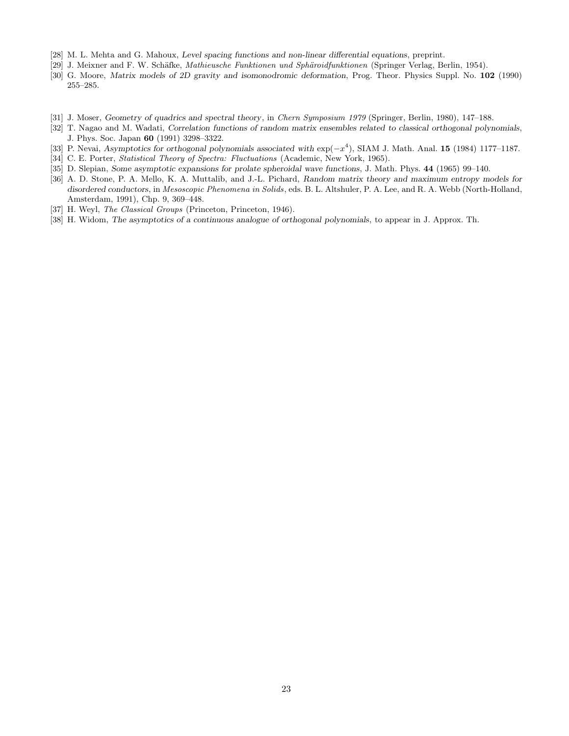[28] M. L. Mehta and G. Mahoux, *Level spacing functions and non-linear differential equations*, preprint.

[29] J. Meixner and F. W. Schäfke, *Mathieusche Funktionen und Sphäroidfunktionen* (Springer Verlag, Berlin, 1954).

[30] G. Moore, *Matrix models of 2D gravity and isomonodromic deformation*, Prog. Theor. Physics Suppl. No. **102** (1990) 255–285.

[31] J. Moser, *Geometry of quadrics and spectral theory*, in *Chern Symposium 1979* (Springer, Berlin, 1980), 147–188.

[32] T. Nagao and M. Wadati, *Correlation functions of random matrix ensembles related to classical orthogonal polynomials*, J. Phys. Soc. Japan **60** (1991) 3298–3322.

[33] P. Nevai, *Asymptotics for orthogonal polynomials associated with* $\exp(-x^4)$, SIAM J. Math. Anal. **15** (1984) 1177–1187.

[34] C. E. Porter, *Statistical Theory of Spectra: Fluctuations* (Academic, New York, 1965).

[35] D. Slepian, *Some asymptotic expansions for prolate spheroidal wave functions*, J. Math. Phys. **44** (1965) 99–140.

[36] A. D. Stone, P. A. Mello, K. A. Muttalib, and J.-L. Pichard, *Random matrix theory and maximum entropy models for disordered conductors*, in *Mesoscopic Phenomena in Solids*, eds. B. L. Altshuler, P. A. Lee, and R. A. Webb (North-Holland, Amsterdam, 1991), Chp. 9, 369–448.

[37] H. Weyl, *The Classical Groups* (Princeton, Princeton, 1946).

[38] H. Widom, *The asymptotics of a continuous analogue of orthogonal polynomials*, to appear in J. Approx. Th.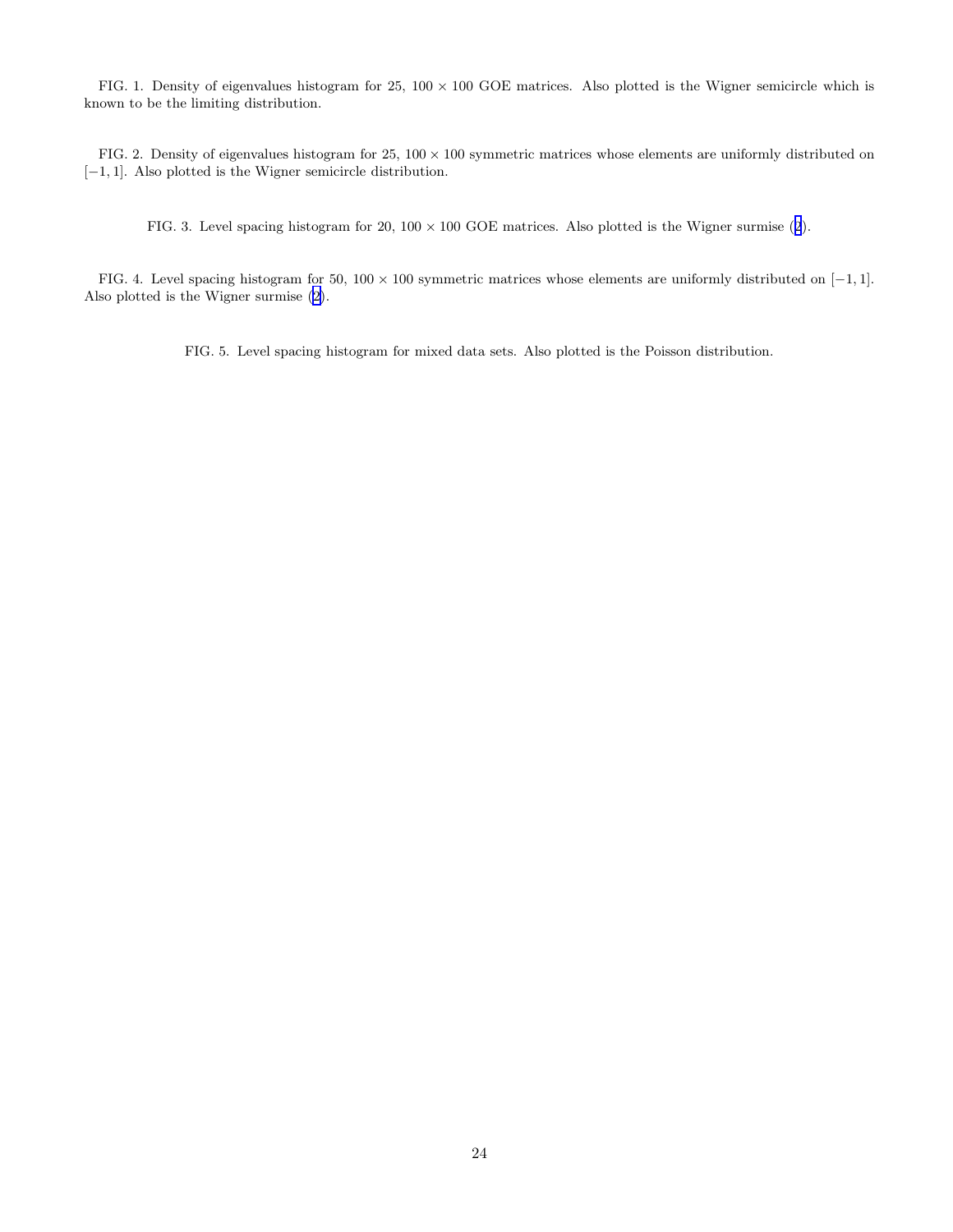FIG. 1. Density of eigenvalues histogram for 25, $100 \times 100$ GOE matrices. Also plotted is the Wigner semicircle which is known to be the limiting distribution.

FIG. 2. Density of eigenvalues histogram for 25, $100 \times 100$ symmetric matrices whose elements are uniformly distributed on $[-1, 1]$. Also plotted is the Wigner semicircle distribution.

FIG. 3. Level spacing histogram for 20, $100 \times 100$ GOE matrices. Also plotted is the Wigner surmise (2).

FIG. 4. Level spacing histogram for 50, $100 \times 100$ symmetric matrices whose elements are uniformly distributed on $[-1, 1]$. Also plotted is the Wigner surmise (2).

FIG. 5. Level spacing histogram for mixed data sets. Also plotted is the Poisson distribution.